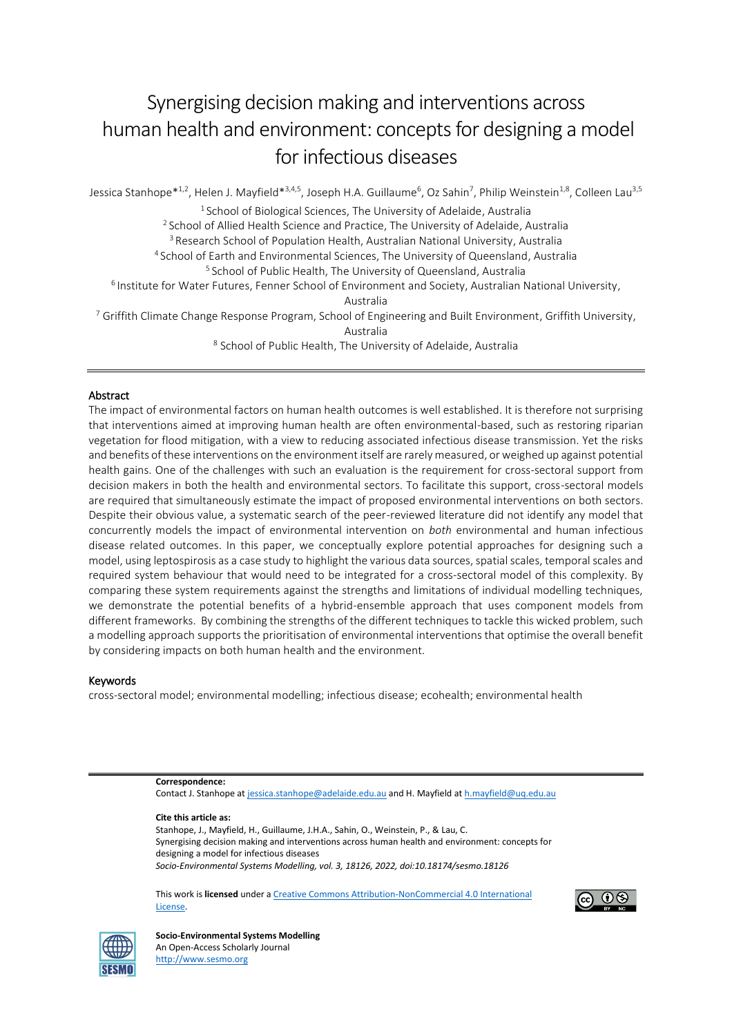# Synergising decision making and interventions across human health and environment: concepts for designing a model for infectious diseases

Jessica Stanhope*[1,2], Helen J. Mayfield*[3,4,5], Joseph H.A. Guillaume[6], Oz Sahin[7], Philip Weinstein[1,8], Colleen Lau[3,5]

[1] School of Biological Sciences, The University of Adelaide, Australia
[2] School of Allied Health Science and Practice, The University of Adelaide, Australia
[3] Research School of Population Health, Australian National University, Australia
[4] School of Earth and Environmental Sciences, The University of Queensland, Australia
[5] School of Public Health, The University of Queensland, Australia
[6] Institute for Water Futures, Fenner School of Environment and Society, Australian National University, Australia
[7] Griffith Climate Change Response Program, School of Engineering and Built Environment, Griffith University, Australia
[8] School of Public Health, The University of Adelaide, Australia

## Abstract

The impact of environmental factors on human health outcomes is well established. It is therefore not surprising that interventions aimed at improving human health are often environmental-based, such as restoring riparian vegetation for flood mitigation, with a view to reducing associated infectious disease transmission. Yet the risks and benefits of these interventions on the environment itself are rarely measured, or weighed up against potential health gains. One of the challenges with such an evaluation is the requirement for cross-sectoral support from decision makers in both the health and environmental sectors. To facilitate this support, cross-sectoral models are required that simultaneously estimate the impact of proposed environmental interventions on both sectors. Despite their obvious value, a systematic search of the peer-reviewed literature did not identify any model that concurrently models the impact of environmental intervention on *both* environmental and human infectious disease related outcomes. In this paper, we conceptually explore potential approaches for designing such a model, using leptospirosis as a case study to highlight the various data sources, spatial scales, temporal scales and required system behaviour that would need to be integrated for a cross-sectoral model of this complexity. By comparing these system requirements against the strengths and limitations of individual modelling techniques, we demonstrate the potential benefits of a hybrid-ensemble approach that uses component models from different frameworks. By combining the strengths of the different techniques to tackle this wicked problem, such a modelling approach supports the prioritisation of environmental interventions that optimise the overall benefit by considering impacts on both human health and the environment.

## Keywords

cross-sectoral model; environmental modelling; infectious disease; ecohealth; environmental health

**Correspondence:**
Contact J. Stanhope at jessica.stanhope@adelaide.edu.au and H. Mayfield at h.mayfield@uq.edu.au

**Cite this article as:**
Stanhope, J., Mayfield, H., Guillaume, J.H.A., Sahin, O., Weinstein, P., & Lau, C.
Synergising decision making and interventions across human health and environment: concepts for designing a model for infectious diseases
*Socio-Environmental Systems Modelling, vol. 3, 18126, 2022, doi:10.18174/sesmo.18126*

This work is **licensed** under a Creative Commons Attribution-NonCommercial 4.0 International License.

**Socio-Environmental Systems Modelling**
An Open-Access Scholarly Journal
http://www.sesmo.org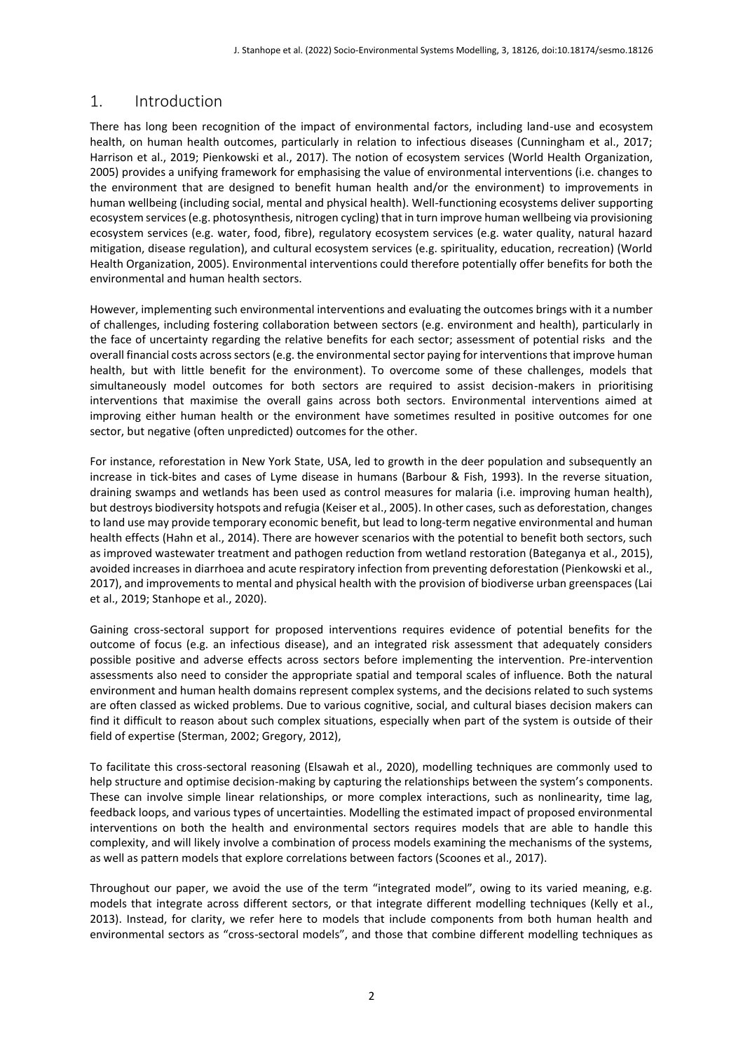## 1. Introduction

There has long been recognition of the impact of environmental factors, including land-use and ecosystem health, on human health outcomes, particularly in relation to infectious diseases (Cunningham et al., 2017; Harrison et al., 2019; Pienkowski et al., 2017). The notion of ecosystem services (World Health Organization, 2005) provides a unifying framework for emphasising the value of environmental interventions (i.e. changes to the environment that are designed to benefit human health and/or the environment) to improvements in human wellbeing (including social, mental and physical health). Well-functioning ecosystems deliver supporting ecosystem services (e.g. photosynthesis, nitrogen cycling) that in turn improve human wellbeing via provisioning ecosystem services (e.g. water, food, fibre), regulatory ecosystem services (e.g. water quality, natural hazard mitigation, disease regulation), and cultural ecosystem services (e.g. spirituality, education, recreation) (World Health Organization, 2005). Environmental interventions could therefore potentially offer benefits for both the environmental and human health sectors.

However, implementing such environmental interventions and evaluating the outcomes brings with it a number of challenges, including fostering collaboration between sectors (e.g. environment and health), particularly in the face of uncertainty regarding the relative benefits for each sector; assessment of potential risks and the overall financial costs across sectors (e.g. the environmental sector paying for interventions that improve human health, but with little benefit for the environment). To overcome some of these challenges, models that simultaneously model outcomes for both sectors are required to assist decision-makers in prioritising interventions that maximise the overall gains across both sectors. Environmental interventions aimed at improving either human health or the environment have sometimes resulted in positive outcomes for one sector, but negative (often unpredicted) outcomes for the other.

For instance, reforestation in New York State, USA, led to growth in the deer population and subsequently an increase in tick-bites and cases of Lyme disease in humans (Barbour & Fish, 1993). In the reverse situation, draining swamps and wetlands has been used as control measures for malaria (i.e. improving human health), but destroys biodiversity hotspots and refugia (Keiser et al., 2005). In other cases, such as deforestation, changes to land use may provide temporary economic benefit, but lead to long-term negative environmental and human health effects (Hahn et al., 2014). There are however scenarios with the potential to benefit both sectors, such as improved wastewater treatment and pathogen reduction from wetland restoration (Bateganya et al., 2015), avoided increases in diarrhoea and acute respiratory infection from preventing deforestation (Pienkowski et al., 2017), and improvements to mental and physical health with the provision of biodiverse urban greenspaces (Lai et al., 2019; Stanhope et al., 2020).

Gaining cross-sectoral support for proposed interventions requires evidence of potential benefits for the outcome of focus (e.g. an infectious disease), and an integrated risk assessment that adequately considers possible positive and adverse effects across sectors before implementing the intervention. Pre-intervention assessments also need to consider the appropriate spatial and temporal scales of influence. Both the natural environment and human health domains represent complex systems, and the decisions related to such systems are often classed as wicked problems. Due to various cognitive, social, and cultural biases decision makers can find it difficult to reason about such complex situations, especially when part of the system is outside of their field of expertise (Sterman, 2002; Gregory, 2012),

To facilitate this cross-sectoral reasoning (Elsawah et al., 2020), modelling techniques are commonly used to help structure and optimise decision-making by capturing the relationships between the system's components. These can involve simple linear relationships, or more complex interactions, such as nonlinearity, time lag, feedback loops, and various types of uncertainties. Modelling the estimated impact of proposed environmental interventions on both the health and environmental sectors requires models that are able to handle this complexity, and will likely involve a combination of process models examining the mechanisms of the systems, as well as pattern models that explore correlations between factors (Scoones et al., 2017).

Throughout our paper, we avoid the use of the term "integrated model", owing to its varied meaning, e.g. models that integrate across different sectors, or that integrate different modelling techniques (Kelly et al., 2013). Instead, for clarity, we refer here to models that include components from both human health and environmental sectors as "cross-sectoral models", and those that combine different modelling techniques as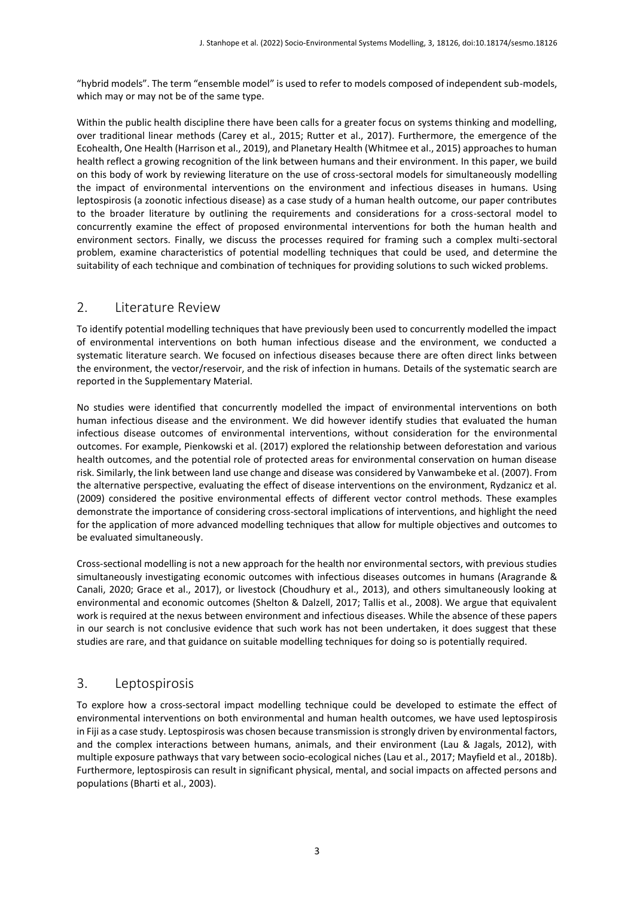"hybrid models". The term "ensemble model" is used to refer to models composed of independent sub-models, which may or may not be of the same type.

Within the public health discipline there have been calls for a greater focus on systems thinking and modelling, over traditional linear methods (Carey et al., 2015; Rutter et al., 2017). Furthermore, the emergence of the Ecohealth, One Health (Harrison et al., 2019), and Planetary Health (Whitmee et al., 2015) approaches to human health reflect a growing recognition of the link between humans and their environment. In this paper, we build on this body of work by reviewing literature on the use of cross-sectoral models for simultaneously modelling the impact of environmental interventions on the environment and infectious diseases in humans. Using leptospirosis (a zoonotic infectious disease) as a case study of a human health outcome, our paper contributes to the broader literature by outlining the requirements and considerations for a cross-sectoral model to concurrently examine the effect of proposed environmental interventions for both the human health and environment sectors. Finally, we discuss the processes required for framing such a complex multi-sectoral problem, examine characteristics of potential modelling techniques that could be used, and determine the suitability of each technique and combination of techniques for providing solutions to such wicked problems.

## 2. Literature Review

To identify potential modelling techniques that have previously been used to concurrently modelled the impact of environmental interventions on both human infectious disease and the environment, we conducted a systematic literature search. We focused on infectious diseases because there are often direct links between the environment, the vector/reservoir, and the risk of infection in humans. Details of the systematic search are reported in the Supplementary Material.

No studies were identified that concurrently modelled the impact of environmental interventions on both human infectious disease and the environment. We did however identify studies that evaluated the human infectious disease outcomes of environmental interventions, without consideration for the environmental outcomes. For example, Pienkowski et al. (2017) explored the relationship between deforestation and various health outcomes, and the potential role of protected areas for environmental conservation on human disease risk. Similarly, the link between land use change and disease was considered by Vanwambeke et al. (2007). From the alternative perspective, evaluating the effect of disease interventions on the environment, Rydzanicz et al. (2009) considered the positive environmental effects of different vector control methods. These examples demonstrate the importance of considering cross-sectoral implications of interventions, and highlight the need for the application of more advanced modelling techniques that allow for multiple objectives and outcomes to be evaluated simultaneously.

Cross-sectional modelling is not a new approach for the health nor environmental sectors, with previous studies simultaneously investigating economic outcomes with infectious diseases outcomes in humans (Aragrande & Canali, 2020; Grace et al., 2017), or livestock (Choudhury et al., 2013), and others simultaneously looking at environmental and economic outcomes (Shelton & Dalzell, 2017; Tallis et al., 2008). We argue that equivalent work is required at the nexus between environment and infectious diseases. While the absence of these papers in our search is not conclusive evidence that such work has not been undertaken, it does suggest that these studies are rare, and that guidance on suitable modelling techniques for doing so is potentially required.

## 3. Leptospirosis

To explore how a cross-sectoral impact modelling technique could be developed to estimate the effect of environmental interventions on both environmental and human health outcomes, we have used leptospirosis in Fiji as a case study. Leptospirosis was chosen because transmission is strongly driven by environmental factors, and the complex interactions between humans, animals, and their environment (Lau & Jagals, 2012), with multiple exposure pathways that vary between socio-ecological niches (Lau et al., 2017; Mayfield et al., 2018b). Furthermore, leptospirosis can result in significant physical, mental, and social impacts on affected persons and populations (Bharti et al., 2003).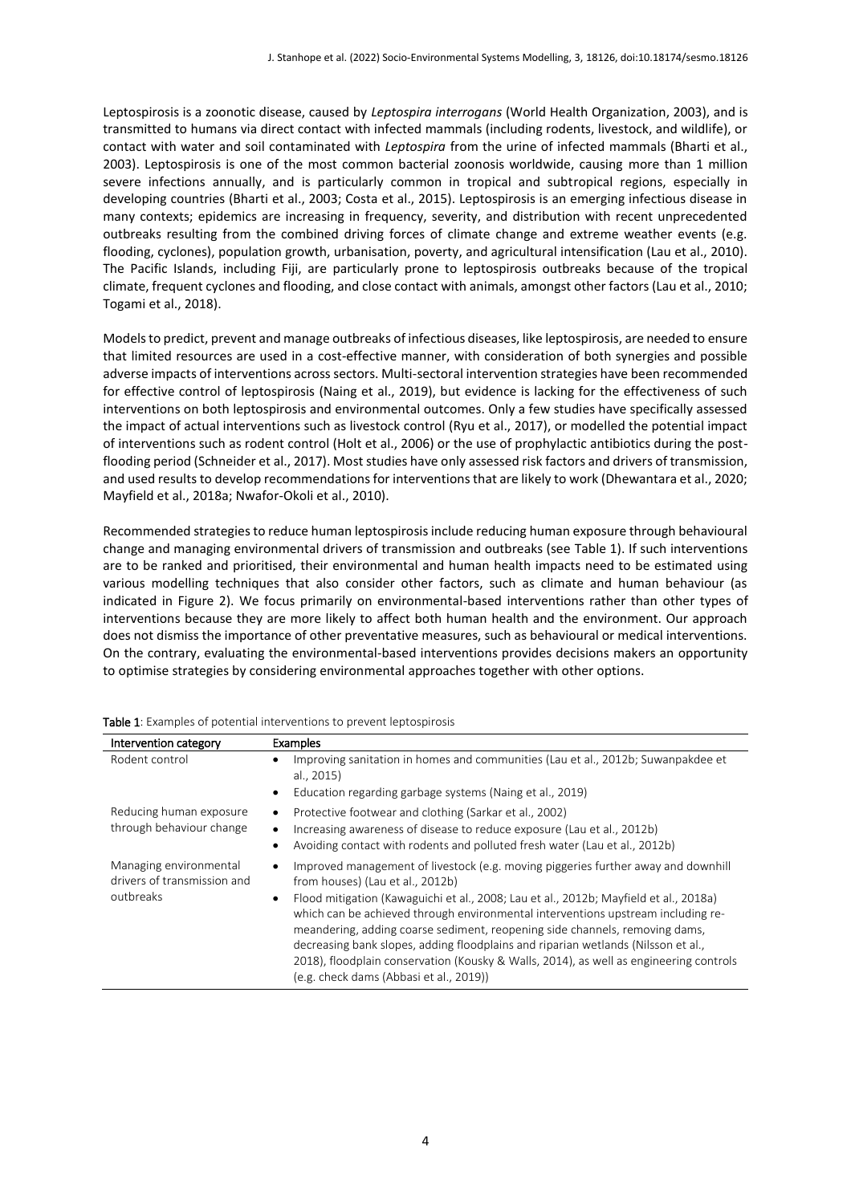Leptospirosis is a zoonotic disease, caused by *Leptospira interrogans* (World Health Organization, 2003), and is transmitted to humans via direct contact with infected mammals (including rodents, livestock, and wildlife), or contact with water and soil contaminated with *Leptospira* from the urine of infected mammals (Bharti et al., 2003). Leptospirosis is one of the most common bacterial zoonosis worldwide, causing more than 1 million severe infections annually, and is particularly common in tropical and subtropical regions, especially in developing countries (Bharti et al., 2003; Costa et al., 2015). Leptospirosis is an emerging infectious disease in many contexts; epidemics are increasing in frequency, severity, and distribution with recent unprecedented outbreaks resulting from the combined driving forces of climate change and extreme weather events (e.g. flooding, cyclones), population growth, urbanisation, poverty, and agricultural intensification (Lau et al., 2010). The Pacific Islands, including Fiji, are particularly prone to leptospirosis outbreaks because of the tropical climate, frequent cyclones and flooding, and close contact with animals, amongst other factors (Lau et al., 2010; Togami et al., 2018).

Models to predict, prevent and manage outbreaks of infectious diseases, like leptospirosis, are needed to ensure that limited resources are used in a cost-effective manner, with consideration of both synergies and possible adverse impacts of interventions across sectors. Multi-sectoral intervention strategies have been recommended for effective control of leptospirosis (Naing et al., 2019), but evidence is lacking for the effectiveness of such interventions on both leptospirosis and environmental outcomes. Only a few studies have specifically assessed the impact of actual interventions such as livestock control (Ryu et al., 2017), or modelled the potential impact of interventions such as rodent control (Holt et al., 2006) or the use of prophylactic antibiotics during the post-flooding period (Schneider et al., 2017). Most studies have only assessed risk factors and drivers of transmission, and used results to develop recommendations for interventions that are likely to work (Dhewantara et al., 2020; Mayfield et al., 2018a; Nwafor-Okoli et al., 2010).

Recommended strategies to reduce human leptospirosis include reducing human exposure through behavioural change and managing environmental drivers of transmission and outbreaks (see Table 1). If such interventions are to be ranked and prioritised, their environmental and human health impacts need to be estimated using various modelling techniques that also consider other factors, such as climate and human behaviour (as indicated in Figure 2). We focus primarily on environmental-based interventions rather than other types of interventions because they are more likely to affect both human health and the environment. Our approach does not dismiss the importance of other preventative measures, such as behavioural or medical interventions. On the contrary, evaluating the environmental-based interventions provides decisions makers an opportunity to optimise strategies by considering environmental approaches together with other options.

**Table 1**: Examples of potential interventions to prevent leptospirosis

| Intervention category | Examples |
|---|---|
| Rodent control | • Improving sanitation in homes and communities (Lau et al., 2012b; Suwanpakdee et al., 2015)<br>• Education regarding garbage systems (Naing et al., 2019) |
| Reducing human exposure through behaviour change | • Protective footwear and clothing (Sarkar et al., 2002)<br>• Increasing awareness of disease to reduce exposure (Lau et al., 2012b)<br>• Avoiding contact with rodents and polluted fresh water (Lau et al., 2012b) |
| Managing environmental drivers of transmission and outbreaks | • Improved management of livestock (e.g. moving piggeries further away and downhill from houses) (Lau et al., 2012b)<br>• Flood mitigation (Kawaguichi et al., 2008; Lau et al., 2012b; Mayfield et al., 2018a) which can be achieved through environmental interventions upstream including re-meandering, adding coarse sediment, reopening side channels, removing dams, decreasing bank slopes, adding floodplains and riparian wetlands (Nilsson et al., 2018), floodplain conservation (Kousky & Walls, 2014), as well as engineering controls (e.g. check dams (Abbasi et al., 2019)) |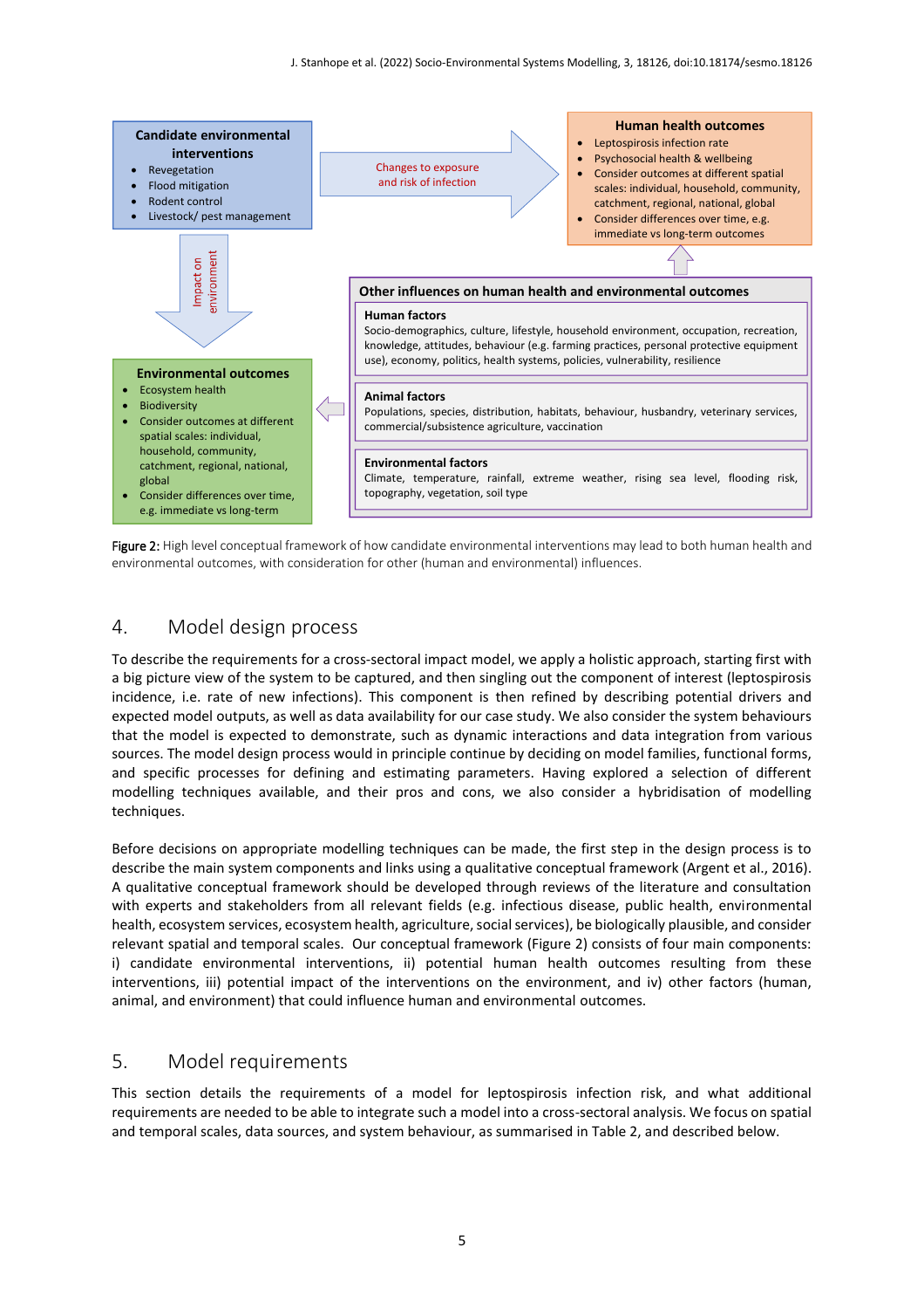**Candidate environmental interventions**
- Revegetation
- Flood mitigation
- Rodent control
- Livestock/ pest management

Changes to exposure and risk of infection

**Human health outcomes**
- Leptospirosis infection rate
- Psychosocial health & wellbeing
- Consider outcomes at different spatial scales: individual, household, community, catchment, regional, national, global
- Consider differences over time, e.g. immediate vs long-term outcomes

Impact on environment

**Other influences on human health and environmental outcomes**

**Human factors**
Socio-demographics, culture, lifestyle, household environment, occupation, recreation, knowledge, attitudes, behaviour (e.g. farming practices, personal protective equipment use), economy, politics, health systems, policies, vulnerability, resilience

**Animal factors**
Populations, species, distribution, habitats, behaviour, husbandry, veterinary services, commercial/subsistence agriculture, vaccination

**Environmental factors**
Climate, temperature, rainfall, extreme weather, rising sea level, flooding risk, topography, vegetation, soil type

**Environmental outcomes**
- Ecosystem health
- Biodiversity
- Consider outcomes at different spatial scales: individual, household, community, catchment, regional, national, global
- Consider differences over time, e.g. immediate vs long-term

Figure 2: High level conceptual framework of how candidate environmental interventions may lead to both human health and environmental outcomes, with consideration for other (human and environmental) influences.

## 4. Model design process

To describe the requirements for a cross-sectoral impact model, we apply a holistic approach, starting first with a big picture view of the system to be captured, and then singling out the component of interest (leptospirosis incidence, i.e. rate of new infections). This component is then refined by describing potential drivers and expected model outputs, as well as data availability for our case study. We also consider the system behaviours that the model is expected to demonstrate, such as dynamic interactions and data integration from various sources. The model design process would in principle continue by deciding on model families, functional forms, and specific processes for defining and estimating parameters. Having explored a selection of different modelling techniques available, and their pros and cons, we also consider a hybridisation of modelling techniques.

Before decisions on appropriate modelling techniques can be made, the first step in the design process is to describe the main system components and links using a qualitative conceptual framework (Argent et al., 2016). A qualitative conceptual framework should be developed through reviews of the literature and consultation with experts and stakeholders from all relevant fields (e.g. infectious disease, public health, environmental health, ecosystem services, ecosystem health, agriculture, social services), be biologically plausible, and consider relevant spatial and temporal scales. Our conceptual framework (Figure 2) consists of four main components: i) candidate environmental interventions, ii) potential human health outcomes resulting from these interventions, iii) potential impact of the interventions on the environment, and iv) other factors (human, animal, and environment) that could influence human and environmental outcomes.

## 5. Model requirements

This section details the requirements of a model for leptospirosis infection risk, and what additional requirements are needed to be able to integrate such a model into a cross-sectoral analysis. We focus on spatial and temporal scales, data sources, and system behaviour, as summarised in Table 2, and described below.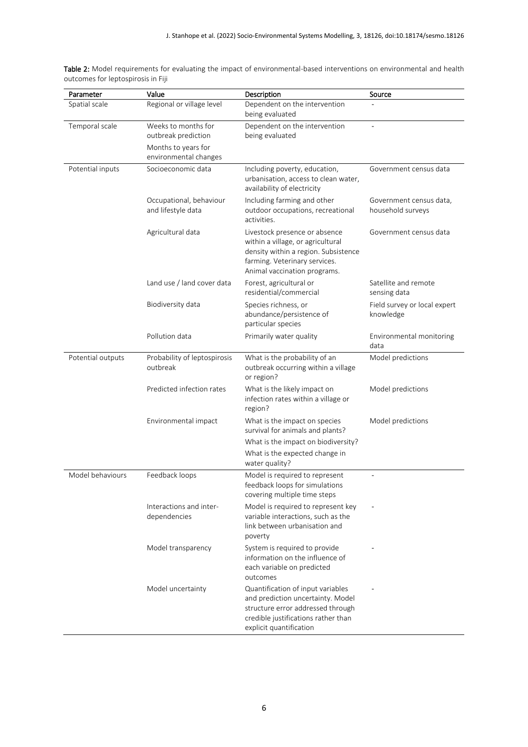**Table 2:** Model requirements for evaluating the impact of environmental-based interventions on environmental and health outcomes for leptospirosis in Fiji

| Parameter | Value | Description | Source |
|---|---|---|---|
| Spatial scale | Regional or village level | Dependent on the intervention being evaluated | - |
| Temporal scale | Weeks to months for outbreak prediction | Dependent on the intervention being evaluated | - |
| | Months to years for environmental changes | | |
| Potential inputs | Socioeconomic data | Including poverty, education, urbanisation, access to clean water, availability of electricity | Government census data |
| | Occupational, behaviour and lifestyle data | Including farming and other outdoor occupations, recreational activities. | Government census data, household surveys |
| | Agricultural data | Livestock presence or absence within a village, or agricultural density within a region. Subsistence farming. Veterinary services. Animal vaccination programs. | Government census data |
| | Land use / land cover data | Forest, agricultural or residential/commercial | Satellite and remote sensing data |
| | Biodiversity data | Species richness, or abundance/persistence of particular species | Field survey or local expert knowledge |
| | Pollution data | Primarily water quality | Environmental monitoring data |
| Potential outputs | Probability of leptospirosis outbreak | What is the probability of an outbreak occurring within a village or region? | Model predictions |
| | Predicted infection rates | What is the likely impact on infection rates within a village or region? | Model predictions |
| | Environmental impact | What is the impact on species survival for animals and plants? | Model predictions |
| | | What is the impact on biodiversity? | |
| | | What is the expected change in water quality? | |
| Model behaviours | Feedback loops | Model is required to represent feedback loops for simulations covering multiple time steps | - |
| | Interactions and inter-dependencies | Model is required to represent key variable interactions, such as the link between urbanisation and poverty | - |
| | Model transparency | System is required to provide information on the influence of each variable on predicted outcomes | - |
| | Model uncertainty | Quantification of input variables and prediction uncertainty. Model structure error addressed through credible justifications rather than explicit quantification | - |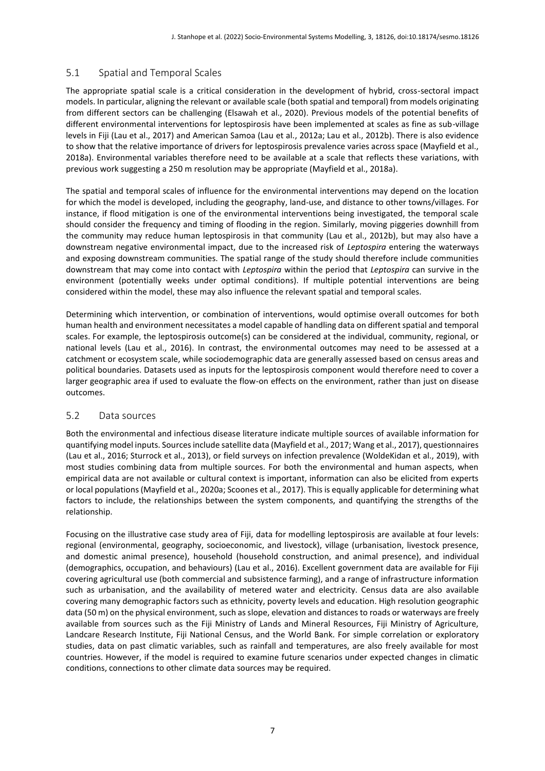## 5.1 Spatial and Temporal Scales

The appropriate spatial scale is a critical consideration in the development of hybrid, cross-sectoral impact models. In particular, aligning the relevant or available scale (both spatial and temporal) from models originating from different sectors can be challenging (Elsawah et al., 2020). Previous models of the potential benefits of different environmental interventions for leptospirosis have been implemented at scales as fine as sub-village levels in Fiji (Lau et al., 2017) and American Samoa (Lau et al., 2012a; Lau et al., 2012b). There is also evidence to show that the relative importance of drivers for leptospirosis prevalence varies across space (Mayfield et al., 2018a). Environmental variables therefore need to be available at a scale that reflects these variations, with previous work suggesting a 250 m resolution may be appropriate (Mayfield et al., 2018a).

The spatial and temporal scales of influence for the environmental interventions may depend on the location for which the model is developed, including the geography, land-use, and distance to other towns/villages. For instance, if flood mitigation is one of the environmental interventions being investigated, the temporal scale should consider the frequency and timing of flooding in the region. Similarly, moving piggeries downhill from the community may reduce human leptospirosis in that community (Lau et al., 2012b), but may also have a downstream negative environmental impact, due to the increased risk of *Leptospira* entering the waterways and exposing downstream communities. The spatial range of the study should therefore include communities downstream that may come into contact with *Leptospira* within the period that *Leptospira* can survive in the environment (potentially weeks under optimal conditions). If multiple potential interventions are being considered within the model, these may also influence the relevant spatial and temporal scales.

Determining which intervention, or combination of interventions, would optimise overall outcomes for both human health and environment necessitates a model capable of handling data on different spatial and temporal scales. For example, the leptospirosis outcome(s) can be considered at the individual, community, regional, or national levels (Lau et al., 2016). In contrast, the environmental outcomes may need to be assessed at a catchment or ecosystem scale, while sociodemographic data are generally assessed based on census areas and political boundaries. Datasets used as inputs for the leptospirosis component would therefore need to cover a larger geographic area if used to evaluate the flow-on effects on the environment, rather than just on disease outcomes.

## 5.2 Data sources

Both the environmental and infectious disease literature indicate multiple sources of available information for quantifying model inputs. Sources include satellite data (Mayfield et al., 2017; Wang et al., 2017), questionnaires (Lau et al., 2016; Sturrock et al., 2013), or field surveys on infection prevalence (WoldeKidan et al., 2019), with most studies combining data from multiple sources. For both the environmental and human aspects, when empirical data are not available or cultural context is important, information can also be elicited from experts or local populations (Mayfield et al., 2020a; Scoones et al., 2017). This is equally applicable for determining what factors to include, the relationships between the system components, and quantifying the strengths of the relationship.

Focusing on the illustrative case study area of Fiji, data for modelling leptospirosis are available at four levels: regional (environmental, geography, socioeconomic, and livestock), village (urbanisation, livestock presence, and domestic animal presence), household (household construction, and animal presence), and individual (demographics, occupation, and behaviours) (Lau et al., 2016). Excellent government data are available for Fiji covering agricultural use (both commercial and subsistence farming), and a range of infrastructure information such as urbanisation, and the availability of metered water and electricity. Census data are also available covering many demographic factors such as ethnicity, poverty levels and education. High resolution geographic data (50 m) on the physical environment, such as slope, elevation and distances to roads or waterways are freely available from sources such as the Fiji Ministry of Lands and Mineral Resources, Fiji Ministry of Agriculture, Landcare Research Institute, Fiji National Census, and the World Bank. For simple correlation or exploratory studies, data on past climatic variables, such as rainfall and temperatures, are also freely available for most countries. However, if the model is required to examine future scenarios under expected changes in climatic conditions, connections to other climate data sources may be required.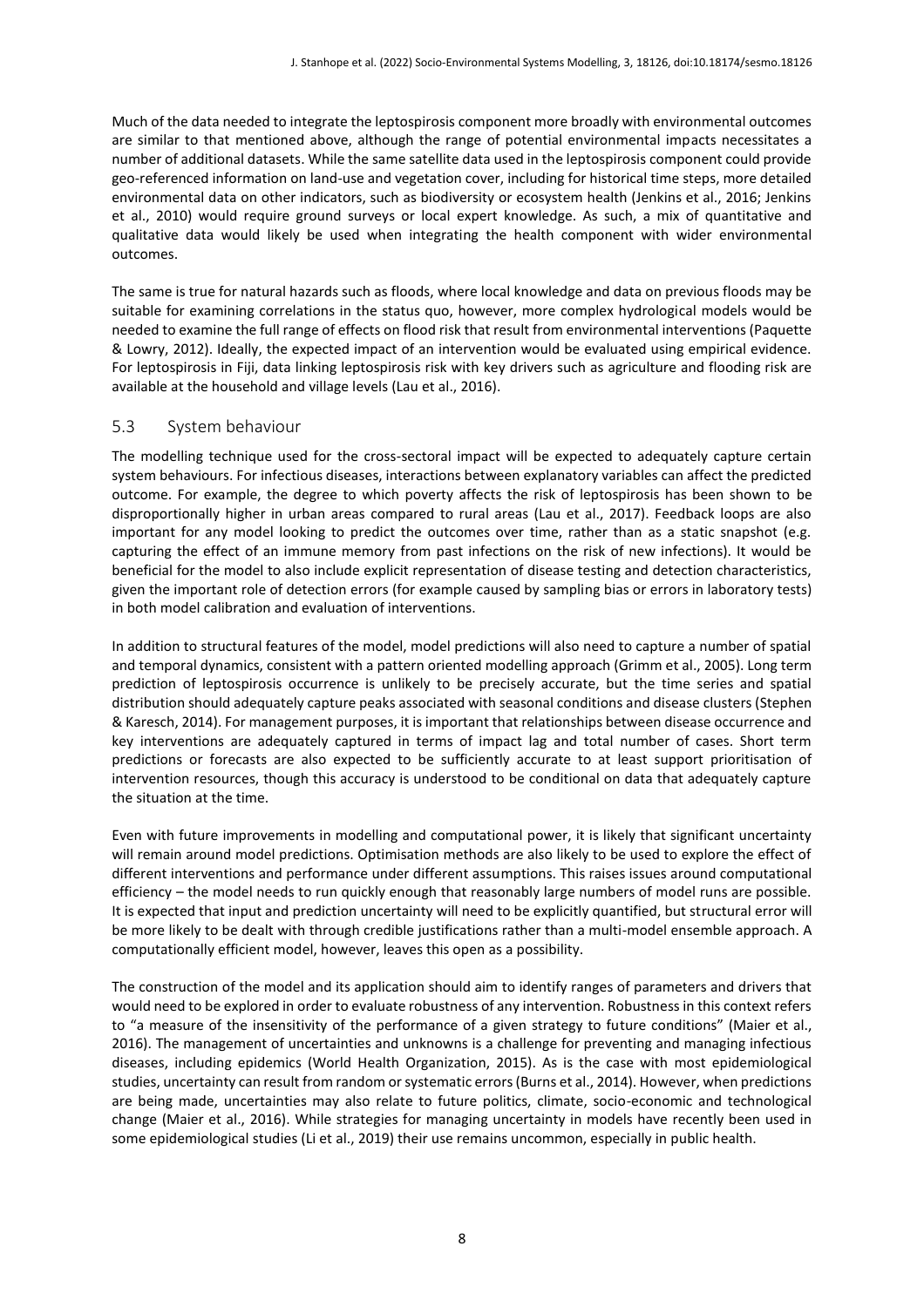Much of the data needed to integrate the leptospirosis component more broadly with environmental outcomes are similar to that mentioned above, although the range of potential environmental impacts necessitates a number of additional datasets. While the same satellite data used in the leptospirosis component could provide geo-referenced information on land-use and vegetation cover, including for historical time steps, more detailed environmental data on other indicators, such as biodiversity or ecosystem health (Jenkins et al., 2016; Jenkins et al., 2010) would require ground surveys or local expert knowledge. As such, a mix of quantitative and qualitative data would likely be used when integrating the health component with wider environmental outcomes.

The same is true for natural hazards such as floods, where local knowledge and data on previous floods may be suitable for examining correlations in the status quo, however, more complex hydrological models would be needed to examine the full range of effects on flood risk that result from environmental interventions (Paquette & Lowry, 2012). Ideally, the expected impact of an intervention would be evaluated using empirical evidence. For leptospirosis in Fiji, data linking leptospirosis risk with key drivers such as agriculture and flooding risk are available at the household and village levels (Lau et al., 2016).

## 5.3 System behaviour

The modelling technique used for the cross-sectoral impact will be expected to adequately capture certain system behaviours. For infectious diseases, interactions between explanatory variables can affect the predicted outcome. For example, the degree to which poverty affects the risk of leptospirosis has been shown to be disproportionally higher in urban areas compared to rural areas (Lau et al., 2017). Feedback loops are also important for any model looking to predict the outcomes over time, rather than as a static snapshot (e.g. capturing the effect of an immune memory from past infections on the risk of new infections). It would be beneficial for the model to also include explicit representation of disease testing and detection characteristics, given the important role of detection errors (for example caused by sampling bias or errors in laboratory tests) in both model calibration and evaluation of interventions.

In addition to structural features of the model, model predictions will also need to capture a number of spatial and temporal dynamics, consistent with a pattern oriented modelling approach (Grimm et al., 2005). Long term prediction of leptospirosis occurrence is unlikely to be precisely accurate, but the time series and spatial distribution should adequately capture peaks associated with seasonal conditions and disease clusters (Stephen & Karesch, 2014). For management purposes, it is important that relationships between disease occurrence and key interventions are adequately captured in terms of impact lag and total number of cases. Short term predictions or forecasts are also expected to be sufficiently accurate to at least support prioritisation of intervention resources, though this accuracy is understood to be conditional on data that adequately capture the situation at the time.

Even with future improvements in modelling and computational power, it is likely that significant uncertainty will remain around model predictions. Optimisation methods are also likely to be used to explore the effect of different interventions and performance under different assumptions. This raises issues around computational efficiency – the model needs to run quickly enough that reasonably large numbers of model runs are possible. It is expected that input and prediction uncertainty will need to be explicitly quantified, but structural error will be more likely to be dealt with through credible justifications rather than a multi-model ensemble approach. A computationally efficient model, however, leaves this open as a possibility.

The construction of the model and its application should aim to identify ranges of parameters and drivers that would need to be explored in order to evaluate robustness of any intervention. Robustness in this context refers to "a measure of the insensitivity of the performance of a given strategy to future conditions" (Maier et al., 2016). The management of uncertainties and unknowns is a challenge for preventing and managing infectious diseases, including epidemics (World Health Organization, 2015). As is the case with most epidemiological studies, uncertainty can result from random or systematic errors (Burns et al., 2014). However, when predictions are being made, uncertainties may also relate to future politics, climate, socio-economic and technological change (Maier et al., 2016). While strategies for managing uncertainty in models have recently been used in some epidemiological studies (Li et al., 2019) their use remains uncommon, especially in public health.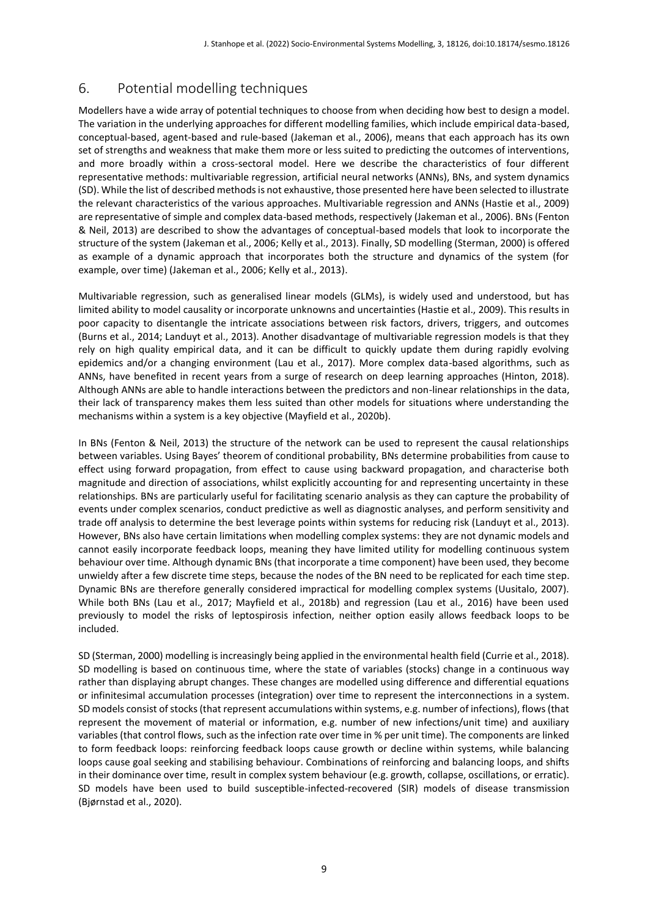## 6. Potential modelling techniques

Modellers have a wide array of potential techniques to choose from when deciding how best to design a model. The variation in the underlying approaches for different modelling families, which include empirical data-based, conceptual-based, agent-based and rule-based (Jakeman et al., 2006), means that each approach has its own set of strengths and weakness that make them more or less suited to predicting the outcomes of interventions, and more broadly within a cross-sectoral model. Here we describe the characteristics of four different representative methods: multivariable regression, artificial neural networks (ANNs), BNs, and system dynamics (SD). While the list of described methods is not exhaustive, those presented here have been selected to illustrate the relevant characteristics of the various approaches. Multivariable regression and ANNs (Hastie et al., 2009) are representative of simple and complex data-based methods, respectively (Jakeman et al., 2006). BNs (Fenton & Neil, 2013) are described to show the advantages of conceptual-based models that look to incorporate the structure of the system (Jakeman et al., 2006; Kelly et al., 2013). Finally, SD modelling (Sterman, 2000) is offered as example of a dynamic approach that incorporates both the structure and dynamics of the system (for example, over time) (Jakeman et al., 2006; Kelly et al., 2013).

Multivariable regression, such as generalised linear models (GLMs), is widely used and understood, but has limited ability to model causality or incorporate unknowns and uncertainties (Hastie et al., 2009). This results in poor capacity to disentangle the intricate associations between risk factors, drivers, triggers, and outcomes (Burns et al., 2014; Landuyt et al., 2013). Another disadvantage of multivariable regression models is that they rely on high quality empirical data, and it can be difficult to quickly update them during rapidly evolving epidemics and/or a changing environment (Lau et al., 2017). More complex data-based algorithms, such as ANNs, have benefited in recent years from a surge of research on deep learning approaches (Hinton, 2018). Although ANNs are able to handle interactions between the predictors and non-linear relationships in the data, their lack of transparency makes them less suited than other models for situations where understanding the mechanisms within a system is a key objective (Mayfield et al., 2020b).

In BNs (Fenton & Neil, 2013) the structure of the network can be used to represent the causal relationships between variables. Using Bayes' theorem of conditional probability, BNs determine probabilities from cause to effect using forward propagation, from effect to cause using backward propagation, and characterise both magnitude and direction of associations, whilst explicitly accounting for and representing uncertainty in these relationships. BNs are particularly useful for facilitating scenario analysis as they can capture the probability of events under complex scenarios, conduct predictive as well as diagnostic analyses, and perform sensitivity and trade off analysis to determine the best leverage points within systems for reducing risk (Landuyt et al., 2013). However, BNs also have certain limitations when modelling complex systems: they are not dynamic models and cannot easily incorporate feedback loops, meaning they have limited utility for modelling continuous system behaviour over time. Although dynamic BNs (that incorporate a time component) have been used, they become unwieldy after a few discrete time steps, because the nodes of the BN need to be replicated for each time step. Dynamic BNs are therefore generally considered impractical for modelling complex systems (Uusitalo, 2007). While both BNs (Lau et al., 2017; Mayfield et al., 2018b) and regression (Lau et al., 2016) have been used previously to model the risks of leptospirosis infection, neither option easily allows feedback loops to be included.

SD (Sterman, 2000) modelling is increasingly being applied in the environmental health field (Currie et al., 2018). SD modelling is based on continuous time, where the state of variables (stocks) change in a continuous way rather than displaying abrupt changes. These changes are modelled using difference and differential equations or infinitesimal accumulation processes (integration) over time to represent the interconnections in a system. SD models consist of stocks (that represent accumulations within systems, e.g. number of infections), flows (that represent the movement of material or information, e.g. number of new infections/unit time) and auxiliary variables (that control flows, such as the infection rate over time in % per unit time). The components are linked to form feedback loops: reinforcing feedback loops cause growth or decline within systems, while balancing loops cause goal seeking and stabilising behaviour. Combinations of reinforcing and balancing loops, and shifts in their dominance over time, result in complex system behaviour (e.g. growth, collapse, oscillations, or erratic). SD models have been used to build susceptible-infected-recovered (SIR) models of disease transmission (Bjørnstad et al., 2020).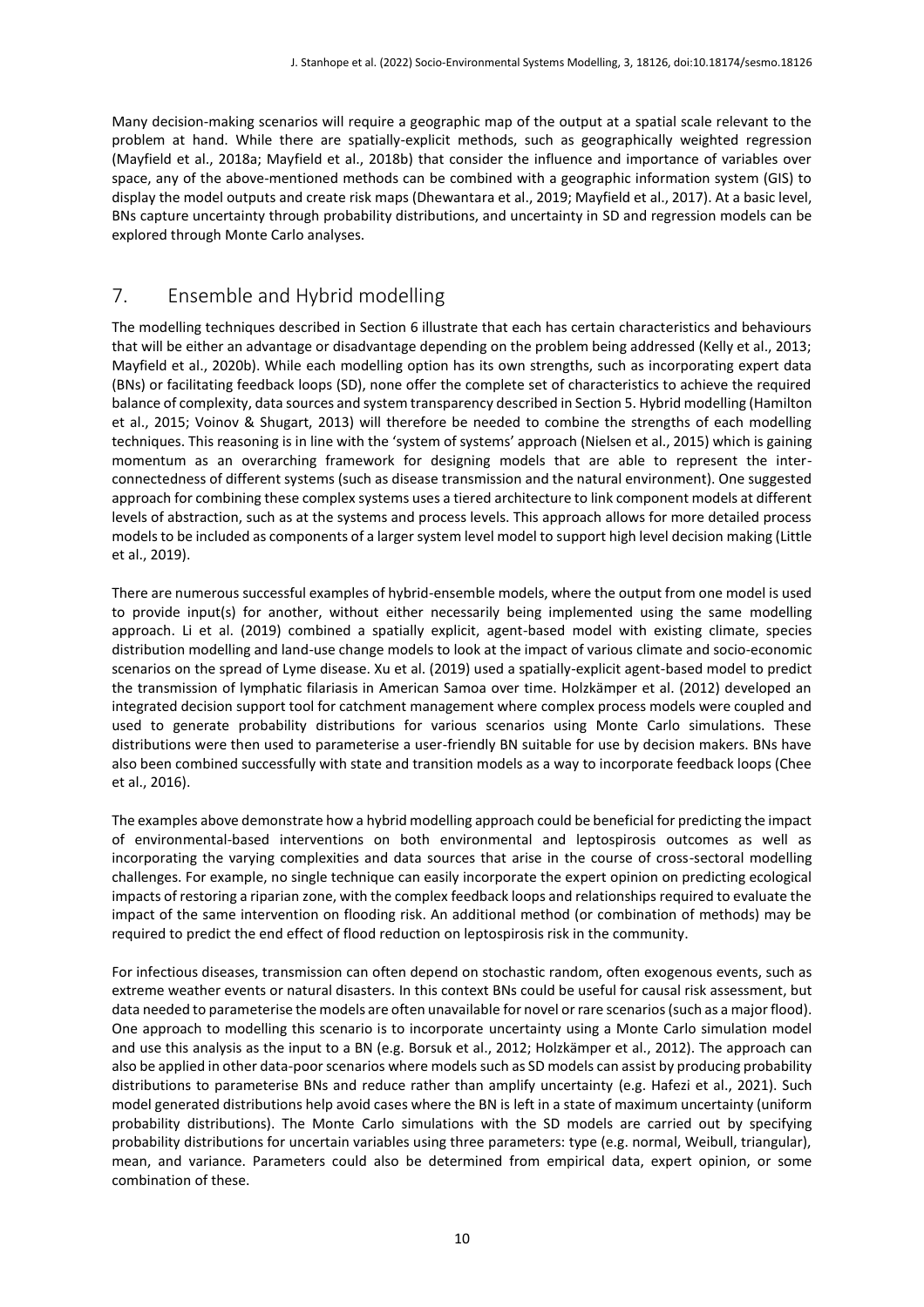Many decision-making scenarios will require a geographic map of the output at a spatial scale relevant to the problem at hand. While there are spatially-explicit methods, such as geographically weighted regression (Mayfield et al., 2018a; Mayfield et al., 2018b) that consider the influence and importance of variables over space, any of the above-mentioned methods can be combined with a geographic information system (GIS) to display the model outputs and create risk maps (Dhewantara et al., 2019; Mayfield et al., 2017). At a basic level, BNs capture uncertainty through probability distributions, and uncertainty in SD and regression models can be explored through Monte Carlo analyses.

## 7. Ensemble and Hybrid modelling

The modelling techniques described in Section 6 illustrate that each has certain characteristics and behaviours that will be either an advantage or disadvantage depending on the problem being addressed (Kelly et al., 2013; Mayfield et al., 2020b). While each modelling option has its own strengths, such as incorporating expert data (BNs) or facilitating feedback loops (SD), none offer the complete set of characteristics to achieve the required balance of complexity, data sources and system transparency described in Section 5. Hybrid modelling (Hamilton et al., 2015; Voinov & Shugart, 2013) will therefore be needed to combine the strengths of each modelling techniques. This reasoning is in line with the 'system of systems' approach (Nielsen et al., 2015) which is gaining momentum as an overarching framework for designing models that are able to represent the inter-connectedness of different systems (such as disease transmission and the natural environment). One suggested approach for combining these complex systems uses a tiered architecture to link component models at different levels of abstraction, such as at the systems and process levels. This approach allows for more detailed process models to be included as components of a larger system level model to support high level decision making (Little et al., 2019).

There are numerous successful examples of hybrid-ensemble models, where the output from one model is used to provide input(s) for another, without either necessarily being implemented using the same modelling approach. Li et al. (2019) combined a spatially explicit, agent-based model with existing climate, species distribution modelling and land-use change models to look at the impact of various climate and socio-economic scenarios on the spread of Lyme disease. Xu et al. (2019) used a spatially-explicit agent-based model to predict the transmission of lymphatic filariasis in American Samoa over time. Holzkämper et al. (2012) developed an integrated decision support tool for catchment management where complex process models were coupled and used to generate probability distributions for various scenarios using Monte Carlo simulations. These distributions were then used to parameterise a user-friendly BN suitable for use by decision makers. BNs have also been combined successfully with state and transition models as a way to incorporate feedback loops (Chee et al., 2016).

The examples above demonstrate how a hybrid modelling approach could be beneficial for predicting the impact of environmental-based interventions on both environmental and leptospirosis outcomes as well as incorporating the varying complexities and data sources that arise in the course of cross-sectoral modelling challenges. For example, no single technique can easily incorporate the expert opinion on predicting ecological impacts of restoring a riparian zone, with the complex feedback loops and relationships required to evaluate the impact of the same intervention on flooding risk. An additional method (or combination of methods) may be required to predict the end effect of flood reduction on leptospirosis risk in the community.

For infectious diseases, transmission can often depend on stochastic random, often exogenous events, such as extreme weather events or natural disasters. In this context BNs could be useful for causal risk assessment, but data needed to parameterise the models are often unavailable for novel or rare scenarios (such as a major flood). One approach to modelling this scenario is to incorporate uncertainty using a Monte Carlo simulation model and use this analysis as the input to a BN (e.g. Borsuk et al., 2012; Holzkämper et al., 2012). The approach can also be applied in other data-poor scenarios where models such as SD models can assist by producing probability distributions to parameterise BNs and reduce rather than amplify uncertainty (e.g. Hafezi et al., 2021). Such model generated distributions help avoid cases where the BN is left in a state of maximum uncertainty (uniform probability distributions). The Monte Carlo simulations with the SD models are carried out by specifying probability distributions for uncertain variables using three parameters: type (e.g. normal, Weibull, triangular), mean, and variance. Parameters could also be determined from empirical data, expert opinion, or some combination of these.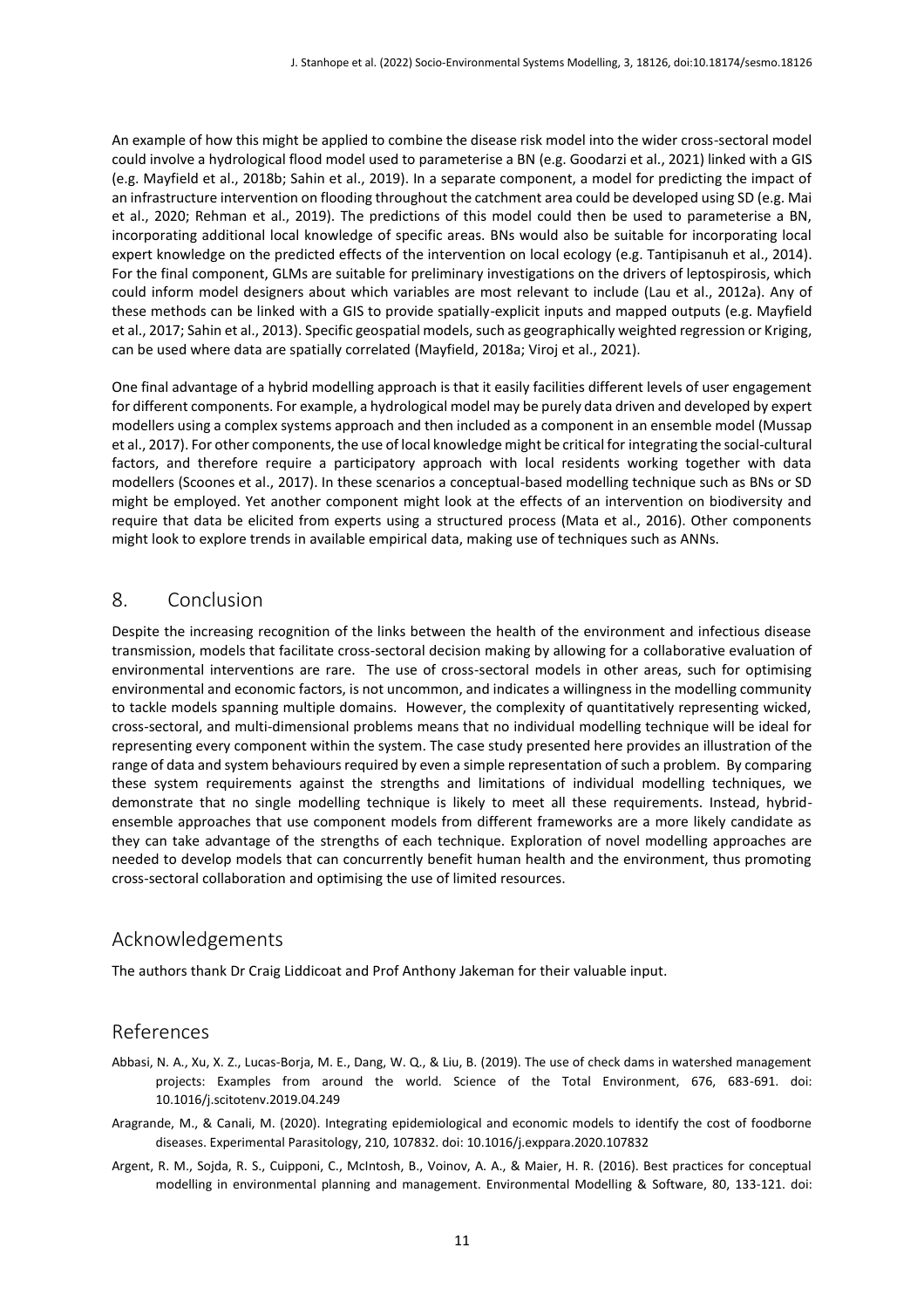An example of how this might be applied to combine the disease risk model into the wider cross-sectoral model could involve a hydrological flood model used to parameterise a BN (e.g. Goodarzi et al., 2021) linked with a GIS (e.g. Mayfield et al., 2018b; Sahin et al., 2019). In a separate component, a model for predicting the impact of an infrastructure intervention on flooding throughout the catchment area could be developed using SD (e.g. Mai et al., 2020; Rehman et al., 2019). The predictions of this model could then be used to parameterise a BN, incorporating additional local knowledge of specific areas. BNs would also be suitable for incorporating local expert knowledge on the predicted effects of the intervention on local ecology (e.g. Tantipisanuh et al., 2014). For the final component, GLMs are suitable for preliminary investigations on the drivers of leptospirosis, which could inform model designers about which variables are most relevant to include (Lau et al., 2012a). Any of these methods can be linked with a GIS to provide spatially-explicit inputs and mapped outputs (e.g. Mayfield et al., 2017; Sahin et al., 2013). Specific geospatial models, such as geographically weighted regression or Kriging, can be used where data are spatially correlated (Mayfield, 2018a; Viroj et al., 2021).

One final advantage of a hybrid modelling approach is that it easily facilities different levels of user engagement for different components. For example, a hydrological model may be purely data driven and developed by expert modellers using a complex systems approach and then included as a component in an ensemble model (Mussap et al., 2017). For other components, the use of local knowledge might be critical for integrating the social-cultural factors, and therefore require a participatory approach with local residents working together with data modellers (Scoones et al., 2017). In these scenarios a conceptual-based modelling technique such as BNs or SD might be employed. Yet another component might look at the effects of an intervention on biodiversity and require that data be elicited from experts using a structured process (Mata et al., 2016). Other components might look to explore trends in available empirical data, making use of techniques such as ANNs.

## 8. Conclusion

Despite the increasing recognition of the links between the health of the environment and infectious disease transmission, models that facilitate cross-sectoral decision making by allowing for a collaborative evaluation of environmental interventions are rare. The use of cross-sectoral models in other areas, such for optimising environmental and economic factors, is not uncommon, and indicates a willingness in the modelling community to tackle models spanning multiple domains. However, the complexity of quantitatively representing wicked, cross-sectoral, and multi-dimensional problems means that no individual modelling technique will be ideal for representing every component within the system. The case study presented here provides an illustration of the range of data and system behaviours required by even a simple representation of such a problem. By comparing these system requirements against the strengths and limitations of individual modelling techniques, we demonstrate that no single modelling technique is likely to meet all these requirements. Instead, hybrid-ensemble approaches that use component models from different frameworks are a more likely candidate as they can take advantage of the strengths of each technique. Exploration of novel modelling approaches are needed to develop models that can concurrently benefit human health and the environment, thus promoting cross-sectoral collaboration and optimising the use of limited resources.

## Acknowledgements

The authors thank Dr Craig Liddicoat and Prof Anthony Jakeman for their valuable input.

## References

Abbasi, N. A., Xu, X. Z., Lucas-Borja, M. E., Dang, W. Q., & Liu, B. (2019). The use of check dams in watershed management projects: Examples from around the world. Science of the Total Environment, 676, 683-691. doi: 10.1016/j.scitotenv.2019.04.249

Aragrande, M., & Canali, M. (2020). Integrating epidemiological and economic models to identify the cost of foodborne diseases. Experimental Parasitology, 210, 107832. doi: 10.1016/j.exppara.2020.107832

Argent, R. M., Sojda, R. S., Cuipponi, C., McIntosh, B., Voinov, A. A., & Maier, H. R. (2016). Best practices for conceptual modelling in environmental planning and management. Environmental Modelling & Software, 80, 133-121. doi: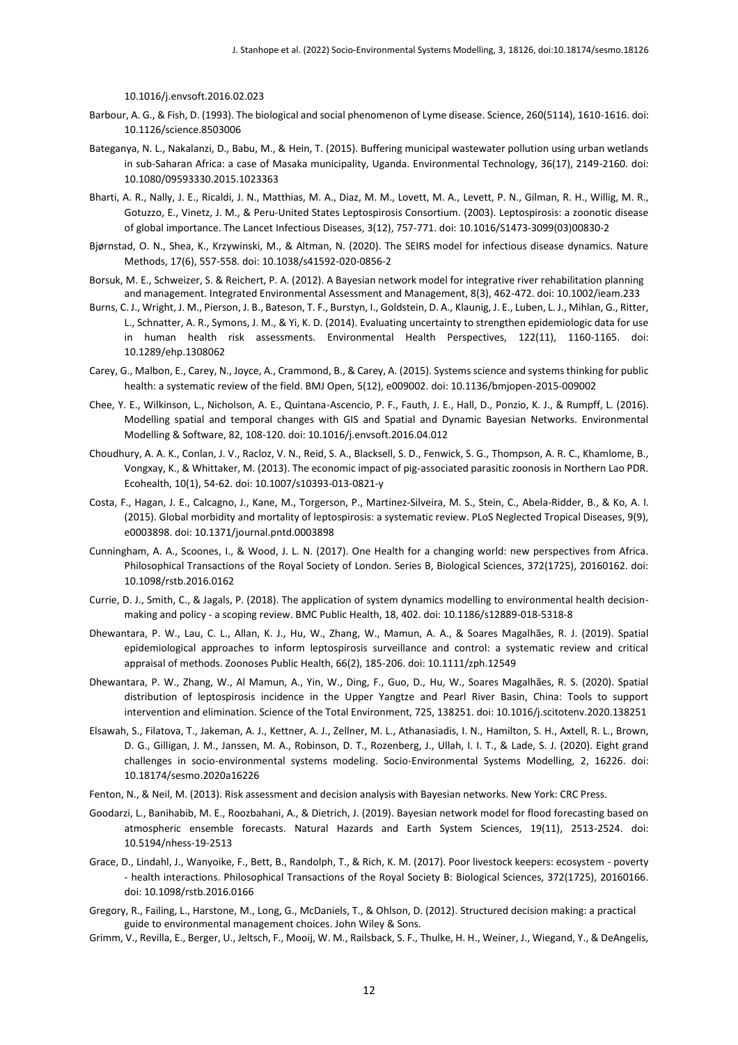10.1016/j.envsoft.2016.02.023

Barbour, A. G., & Fish, D. (1993). The biological and social phenomenon of Lyme disease. Science, 260(5114), 1610-1616. doi: 10.1126/science.8503006

Bateganya, N. L., Nakalanzi, D., Babu, M., & Hein, T. (2015). Buffering municipal wastewater pollution using urban wetlands in sub-Saharan Africa: a case of Masaka municipality, Uganda. Environmental Technology, 36(17), 2149-2160. doi: 10.1080/09593330.2015.1023363

Bharti, A. R., Nally, J. E., Ricaldi, J. N., Matthias, M. A., Diaz, M. M., Lovett, M. A., Levett, P. N., Gilman, R. H., Willig, M. R., Gotuzzo, E., Vinetz, J. M., & Peru-United States Leptospirosis Consortium. (2003). Leptospirosis: a zoonotic disease of global importance. The Lancet Infectious Diseases, 3(12), 757-771. doi: 10.1016/S1473-3099(03)00830-2

Bjørnstad, O. N., Shea, K., Krzywinski, M., & Altman, N. (2020). The SEIRS model for infectious disease dynamics. Nature Methods, 17(6), 557-558. doi: 10.1038/s41592-020-0856-2

Borsuk, M. E., Schweizer, S. & Reichert, P. A. (2012). A Bayesian network model for integrative river rehabilitation planning and management. Integrated Environmental Assessment and Management, 8(3), 462-472. doi: 10.1002/ieam.233

Burns, C. J., Wright, J. M., Pierson, J. B., Bateson, T. F., Burstyn, I., Goldstein, D. A., Klaunig, J. E., Luben, L. J., Mihlan, G., Ritter, L., Schnatter, A. R., Symons, J. M., & Yi, K. D. (2014). Evaluating uncertainty to strengthen epidemiologic data for use in human health risk assessments. Environmental Health Perspectives, 122(11), 1160-1165. doi: 10.1289/ehp.1308062

Carey, G., Malbon, E., Carey, N., Joyce, A., Crammond, B., & Carey, A. (2015). Systems science and systems thinking for public health: a systematic review of the field. BMJ Open, 5(12), e009002. doi: 10.1136/bmjopen-2015-009002

Chee, Y. E., Wilkinson, L., Nicholson, A. E., Quintana-Ascencio, P. F., Fauth, J. E., Hall, D., Ponzio, K. J., & Rumpff, L. (2016). Modelling spatial and temporal changes with GIS and Spatial and Dynamic Bayesian Networks. Environmental Modelling & Software, 82, 108-120. doi: 10.1016/j.envsoft.2016.04.012

Choudhury, A. A. K., Conlan, J. V., Racloz, V. N., Reid, S. A., Blacksell, S. D., Fenwick, S. G., Thompson, A. R. C., Khamlome, B., Vongxay, K., & Whittaker, M. (2013). The economic impact of pig-associated parasitic zoonosis in Northern Lao PDR. Ecohealth, 10(1), 54-62. doi: 10.1007/s10393-013-0821-y

Costa, F., Hagan, J. E., Calcagno, J., Kane, M., Torgerson, P., Martinez-Silveira, M. S., Stein, C., Abela-Ridder, B., & Ko, A. I. (2015). Global morbidity and mortality of leptospirosis: a systematic review. PLoS Neglected Tropical Diseases, 9(9), e0003898. doi: 10.1371/journal.pntd.0003898

Cunningham, A. A., Scoones, I., & Wood, J. L. N. (2017). One Health for a changing world: new perspectives from Africa. Philosophical Transactions of the Royal Society of London. Series B, Biological Sciences, 372(1725), 20160162. doi: 10.1098/rstb.2016.0162

Currie, D. J., Smith, C., & Jagals, P. (2018). The application of system dynamics modelling to environmental health decision-making and policy - a scoping review. BMC Public Health, 18, 402. doi: 10.1186/s12889-018-5318-8

Dhewantara, P. W., Lau, C. L., Allan, K. J., Hu, W., Zhang, W., Mamun, A. A., & Soares Magalhães, R. J. (2019). Spatial epidemiological approaches to inform leptospirosis surveillance and control: a systematic review and critical appraisal of methods. Zoonoses Public Health, 66(2), 185-206. doi: 10.1111/zph.12549

Dhewantara, P. W., Zhang, W., Al Mamun, A., Yin, W., Ding, F., Guo, D., Hu, W., Soares Magalhães, R. S. (2020). Spatial distribution of leptospirosis incidence in the Upper Yangtze and Pearl River Basin, China: Tools to support intervention and elimination. Science of the Total Environment, 725, 138251. doi: 10.1016/j.scitotenv.2020.138251

Elsawah, S., Filatova, T., Jakeman, A. J., Kettner, A. J., Zellner, M. L., Athanasiadis, I. N., Hamilton, S. H., Axtell, R. L., Brown, D. G., Gilligan, J. M., Janssen, M. A., Robinson, D. T., Rozenberg, J., Ullah, I. I. T., & Lade, S. J. (2020). Eight grand challenges in socio-environmental systems modeling. Socio-Environmental Systems Modelling, 2, 16226. doi: 10.18174/sesmo.2020a16226

Fenton, N., & Neil, M. (2013). Risk assessment and decision analysis with Bayesian networks. New York: CRC Press.

Goodarzi, L., Banihabib, M. E., Roozbahani, A., & Dietrich, J. (2019). Bayesian network model for flood forecasting based on atmospheric ensemble forecasts. Natural Hazards and Earth System Sciences, 19(11), 2513-2524. doi: 10.5194/nhess-19-2513

Grace, D., Lindahl, J., Wanyoike, F., Bett, B., Randolph, T., & Rich, K. M. (2017). Poor livestock keepers: ecosystem - poverty - health interactions. Philosophical Transactions of the Royal Society B: Biological Sciences, 372(1725), 20160166. doi: 10.1098/rstb.2016.0166

Gregory, R., Failing, L., Harstone, M., Long, G., McDaniels, T., & Ohlson, D. (2012). Structured decision making: a practical guide to environmental management choices. John Wiley & Sons.

Grimm, V., Revilla, E., Berger, U., Jeltsch, F., Mooij, W. M., Railsback, S. F., Thulke, H. H., Weiner, J., Wiegand, Y., & DeAngelis,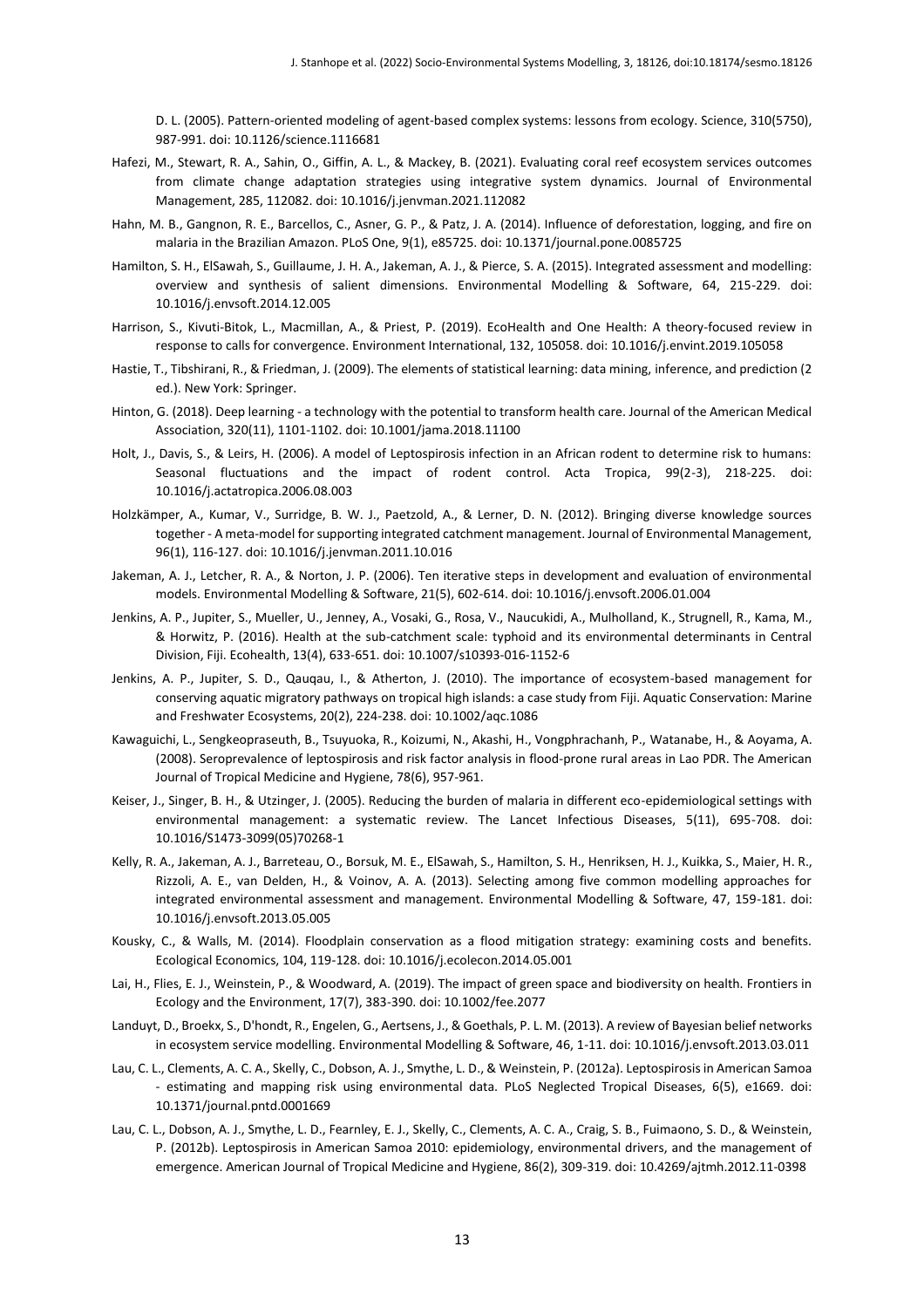D. L. (2005). Pattern-oriented modeling of agent-based complex systems: lessons from ecology. Science, 310(5750), 987-991. doi: 10.1126/science.1116681

Hafezi, M., Stewart, R. A., Sahin, O., Giffin, A. L., & Mackey, B. (2021). Evaluating coral reef ecosystem services outcomes from climate change adaptation strategies using integrative system dynamics. Journal of Environmental Management, 285, 112082. doi: 10.1016/j.jenvman.2021.112082

Hahn, M. B., Gangnon, R. E., Barcellos, C., Asner, G. P., & Patz, J. A. (2014). Influence of deforestation, logging, and fire on malaria in the Brazilian Amazon. PLoS One, 9(1), e85725. doi: 10.1371/journal.pone.0085725

Hamilton, S. H., ElSawah, S., Guillaume, J. H. A., Jakeman, A. J., & Pierce, S. A. (2015). Integrated assessment and modelling: overview and synthesis of salient dimensions. Environmental Modelling & Software, 64, 215-229. doi: 10.1016/j.envsoft.2014.12.005

Harrison, S., Kivuti-Bitok, L., Macmillan, A., & Priest, P. (2019). EcoHealth and One Health: A theory-focused review in response to calls for convergence. Environment International, 132, 105058. doi: 10.1016/j.envint.2019.105058

Hastie, T., Tibshirani, R., & Friedman, J. (2009). The elements of statistical learning: data mining, inference, and prediction (2 ed.). New York: Springer.

Hinton, G. (2018). Deep learning - a technology with the potential to transform health care. Journal of the American Medical Association, 320(11), 1101-1102. doi: 10.1001/jama.2018.11100

Holt, J., Davis, S., & Leirs, H. (2006). A model of Leptospirosis infection in an African rodent to determine risk to humans: Seasonal fluctuations and the impact of rodent control. Acta Tropica, 99(2-3), 218-225. doi: 10.1016/j.actatropica.2006.08.003

Holzkämper, A., Kumar, V., Surridge, B. W. J., Paetzold, A., & Lerner, D. N. (2012). Bringing diverse knowledge sources together - A meta-model for supporting integrated catchment management. Journal of Environmental Management, 96(1), 116-127. doi: 10.1016/j.jenvman.2011.10.016

Jakeman, A. J., Letcher, R. A., & Norton, J. P. (2006). Ten iterative steps in development and evaluation of environmental models. Environmental Modelling & Software, 21(5), 602-614. doi: 10.1016/j.envsoft.2006.01.004

Jenkins, A. P., Jupiter, S., Mueller, U., Jenney, A., Vosaki, G., Rosa, V., Naucukidi, A., Mulholland, K., Strugnell, R., Kama, M., & Horwitz, P. (2016). Health at the sub-catchment scale: typhoid and its environmental determinants in Central Division, Fiji. Ecohealth, 13(4), 633-651. doi: 10.1007/s10393-016-1152-6

Jenkins, A. P., Jupiter, S. D., Qauqau, I., & Atherton, J. (2010). The importance of ecosystem-based management for conserving aquatic migratory pathways on tropical high islands: a case study from Fiji. Aquatic Conservation: Marine and Freshwater Ecosystems, 20(2), 224-238. doi: 10.1002/aqc.1086

Kawaguichi, L., Sengkeopraseuth, B., Tsuyuoka, R., Koizumi, N., Akashi, H., Vongphrachanh, P., Watanabe, H., & Aoyama, A. (2008). Seroprevalence of leptospirosis and risk factor analysis in flood-prone rural areas in Lao PDR. The American Journal of Tropical Medicine and Hygiene, 78(6), 957-961.

Keiser, J., Singer, B. H., & Utzinger, J. (2005). Reducing the burden of malaria in different eco-epidemiological settings with environmental management: a systematic review. The Lancet Infectious Diseases, 5(11), 695-708. doi: 10.1016/S1473-3099(05)70268-1

Kelly, R. A., Jakeman, A. J., Barreteau, O., Borsuk, M. E., ElSawah, S., Hamilton, S. H., Henriksen, H. J., Kuikka, S., Maier, H. R., Rizzoli, A. E., van Delden, H., & Voinov, A. A. (2013). Selecting among five common modelling approaches for integrated environmental assessment and management. Environmental Modelling & Software, 47, 159-181. doi: 10.1016/j.envsoft.2013.05.005

Kousky, C., & Walls, M. (2014). Floodplain conservation as a flood mitigation strategy: examining costs and benefits. Ecological Economics, 104, 119-128. doi: 10.1016/j.ecolecon.2014.05.001

Lai, H., Flies, E. J., Weinstein, P., & Woodward, A. (2019). The impact of green space and biodiversity on health. Frontiers in Ecology and the Environment, 17(7), 383-390. doi: 10.1002/fee.2077

Landuyt, D., Broekx, S., D'hondt, R., Engelen, G., Aertsens, J., & Goethals, P. L. M. (2013). A review of Bayesian belief networks in ecosystem service modelling. Environmental Modelling & Software, 46, 1-11. doi: 10.1016/j.envsoft.2013.03.011

Lau, C. L., Clements, A. C. A., Skelly, C., Dobson, A. J., Smythe, L. D., & Weinstein, P. (2012a). Leptospirosis in American Samoa - estimating and mapping risk using environmental data. PLoS Neglected Tropical Diseases, 6(5), e1669. doi: 10.1371/journal.pntd.0001669

Lau, C. L., Dobson, A. J., Smythe, L. D., Fearnley, E. J., Skelly, C., Clements, A. C. A., Craig, S. B., Fuimaono, S. D., & Weinstein, P. (2012b). Leptospirosis in American Samoa 2010: epidemiology, environmental drivers, and the management of emergence. American Journal of Tropical Medicine and Hygiene, 86(2), 309-319. doi: 10.4269/ajtmh.2012.11-0398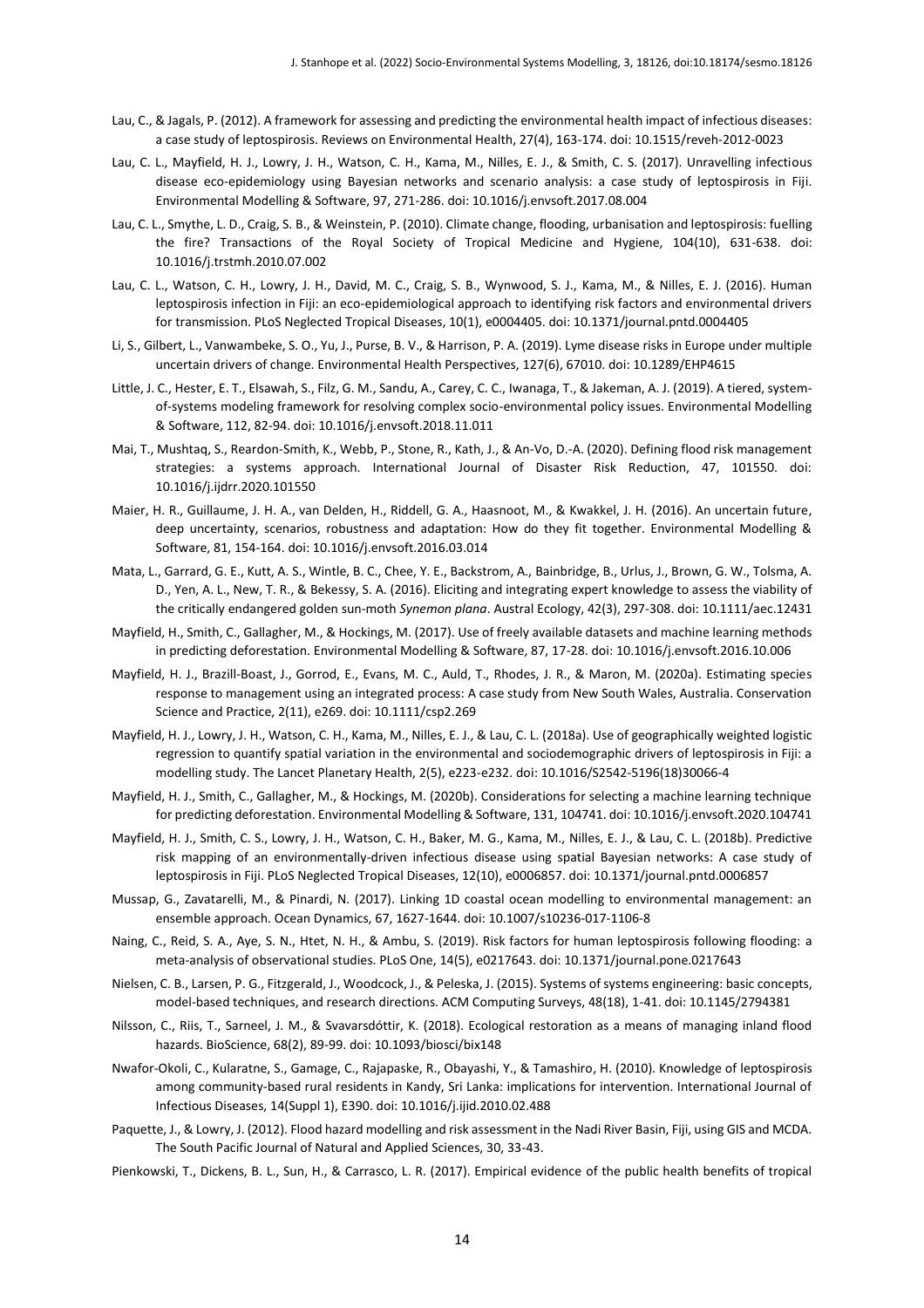Lau, C., & Jagals, P. (2012). A framework for assessing and predicting the environmental health impact of infectious diseases: a case study of leptospirosis. Reviews on Environmental Health, 27(4), 163-174. doi: 10.1515/reveh-2012-0023

Lau, C. L., Mayfield, H. J., Lowry, J. H., Watson, C. H., Kama, M., Nilles, E. J., & Smith, C. S. (2017). Unravelling infectious disease eco-epidemiology using Bayesian networks and scenario analysis: a case study of leptospirosis in Fiji. Environmental Modelling & Software, 97, 271-286. doi: 10.1016/j.envsoft.2017.08.004

Lau, C. L., Smythe, L. D., Craig, S. B., & Weinstein, P. (2010). Climate change, flooding, urbanisation and leptospirosis: fuelling the fire? Transactions of the Royal Society of Tropical Medicine and Hygiene, 104(10), 631-638. doi: 10.1016/j.trstmh.2010.07.002

Lau, C. L., Watson, C. H., Lowry, J. H., David, M. C., Craig, S. B., Wynwood, S. J., Kama, M., & Nilles, E. J. (2016). Human leptospirosis infection in Fiji: an eco-epidemiological approach to identifying risk factors and environmental drivers for transmission. PLoS Neglected Tropical Diseases, 10(1), e0004405. doi: 10.1371/journal.pntd.0004405

Li, S., Gilbert, L., Vanwambeke, S. O., Yu, J., Purse, B. V., & Harrison, P. A. (2019). Lyme disease risks in Europe under multiple uncertain drivers of change. Environmental Health Perspectives, 127(6), 67010. doi: 10.1289/EHP4615

Little, J. C., Hester, E. T., Elsawah, S., Filz, G. M., Sandu, A., Carey, C. C., Iwanaga, T., & Jakeman, A. J. (2019). A tiered, system-of-systems modeling framework for resolving complex socio-environmental policy issues. Environmental Modelling & Software, 112, 82-94. doi: 10.1016/j.envsoft.2018.11.011

Mai, T., Mushtaq, S., Reardon-Smith, K., Webb, P., Stone, R., Kath, J., & An-Vo, D.-A. (2020). Defining flood risk management strategies: a systems approach. International Journal of Disaster Risk Reduction, 47, 101550. doi: 10.1016/j.ijdrr.2020.101550

Maier, H. R., Guillaume, J. H. A., van Delden, H., Riddell, G. A., Haasnoot, M., & Kwakkel, J. H. (2016). An uncertain future, deep uncertainty, scenarios, robustness and adaptation: How do they fit together. Environmental Modelling & Software, 81, 154-164. doi: 10.1016/j.envsoft.2016.03.014

Mata, L., Garrard, G. E., Kutt, A. S., Wintle, B. C., Chee, Y. E., Backstrom, A., Bainbridge, B., Urlus, J., Brown, G. W., Tolsma, A. D., Yen, A. L., New, T. R., & Bekessy, S. A. (2016). Eliciting and integrating expert knowledge to assess the viability of the critically endangered golden sun-moth *Synemon plana*. Austral Ecology, 42(3), 297-308. doi: 10.1111/aec.12431

Mayfield, H., Smith, C., Gallagher, M., & Hockings, M. (2017). Use of freely available datasets and machine learning methods in predicting deforestation. Environmental Modelling & Software, 87, 17-28. doi: 10.1016/j.envsoft.2016.10.006

Mayfield, H. J., Brazill-Boast, J., Gorrod, E., Evans, M. C., Auld, T., Rhodes, J. R., & Maron, M. (2020a). Estimating species response to management using an integrated process: A case study from New South Wales, Australia. Conservation Science and Practice, 2(11), e269. doi: 10.1111/csp2.269

Mayfield, H. J., Lowry, J. H., Watson, C. H., Kama, M., Nilles, E. J., & Lau, C. L. (2018a). Use of geographically weighted logistic regression to quantify spatial variation in the environmental and sociodemographic drivers of leptospirosis in Fiji: a modelling study. The Lancet Planetary Health, 2(5), e223-e232. doi: 10.1016/S2542-5196(18)30066-4

Mayfield, H. J., Smith, C., Gallagher, M., & Hockings, M. (2020b). Considerations for selecting a machine learning technique for predicting deforestation. Environmental Modelling & Software, 131, 104741. doi: 10.1016/j.envsoft.2020.104741

Mayfield, H. J., Smith, C. S., Lowry, J. H., Watson, C. H., Baker, M. G., Kama, M., Nilles, E. J., & Lau, C. L. (2018b). Predictive risk mapping of an environmentally-driven infectious disease using spatial Bayesian networks: A case study of leptospirosis in Fiji. PLoS Neglected Tropical Diseases, 12(10), e0006857. doi: 10.1371/journal.pntd.0006857

Mussap, G., Zavatarelli, M., & Pinardi, N. (2017). Linking 1D coastal ocean modelling to environmental management: an ensemble approach. Ocean Dynamics, 67, 1627-1644. doi: 10.1007/s10236-017-1106-8

Naing, C., Reid, S. A., Aye, S. N., Htet, N. H., & Ambu, S. (2019). Risk factors for human leptospirosis following flooding: a meta-analysis of observational studies. PLoS One, 14(5), e0217643. doi: 10.1371/journal.pone.0217643

Nielsen, C. B., Larsen, P. G., Fitzgerald, J., Woodcock, J., & Peleska, J. (2015). Systems of systems engineering: basic concepts, model-based techniques, and research directions. ACM Computing Surveys, 48(18), 1-41. doi: 10.1145/2794381

Nilsson, C., Riis, T., Sarneel, J. M., & Svavarsdóttir, K. (2018). Ecological restoration as a means of managing inland flood hazards. BioScience, 68(2), 89-99. doi: 10.1093/biosci/bix148

Nwafor-Okoli, C., Kularatne, S., Gamage, C., Rajapaske, R., Obayashi, Y., & Tamashiro, H. (2010). Knowledge of leptospirosis among community-based rural residents in Kandy, Sri Lanka: implications for intervention. International Journal of Infectious Diseases, 14(Suppl 1), E390. doi: 10.1016/j.ijid.2010.02.488

Paquette, J., & Lowry, J. (2012). Flood hazard modelling and risk assessment in the Nadi River Basin, Fiji, using GIS and MCDA. The South Pacific Journal of Natural and Applied Sciences, 30, 33-43.

Pienkowski, T., Dickens, B. L., Sun, H., & Carrasco, L. R. (2017). Empirical evidence of the public health benefits of tropical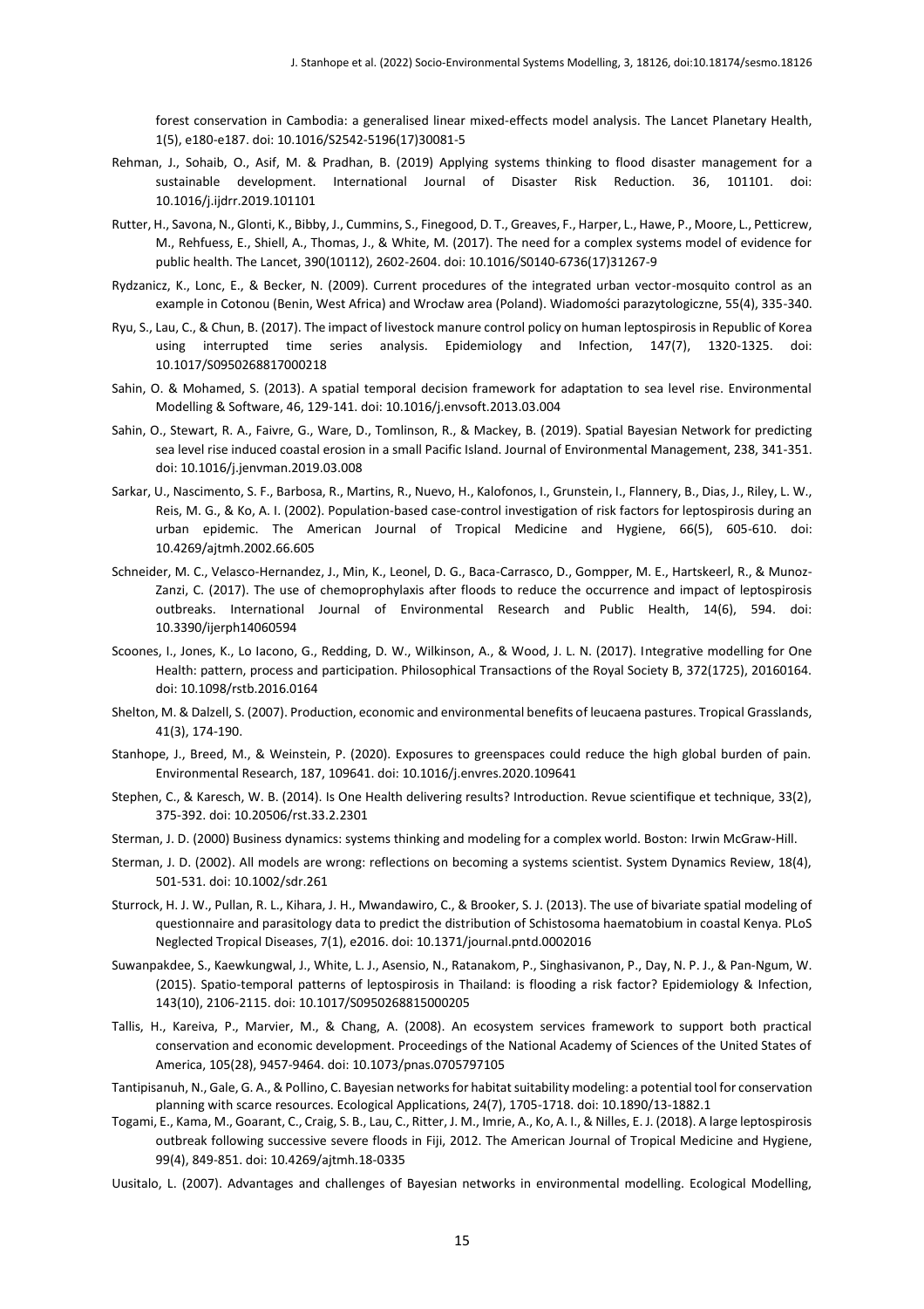forest conservation in Cambodia: a generalised linear mixed-effects model analysis. The Lancet Planetary Health, 1(5), e180-e187. doi: 10.1016/S2542-5196(17)30081-5

Rehman, J., Sohaib, O., Asif, M. & Pradhan, B. (2019) Applying systems thinking to flood disaster management for a sustainable development. International Journal of Disaster Risk Reduction. 36, 101101. doi: 10.1016/j.ijdrr.2019.101101

Rutter, H., Savona, N., Glonti, K., Bibby, J., Cummins, S., Finegood, D. T., Greaves, F., Harper, L., Hawe, P., Moore, L., Petticrew, M., Rehfuess, E., Shiell, A., Thomas, J., & White, M. (2017). The need for a complex systems model of evidence for public health. The Lancet, 390(10112), 2602-2604. doi: 10.1016/S0140-6736(17)31267-9

Rydzanicz, K., Lonc, E., & Becker, N. (2009). Current procedures of the integrated urban vector-mosquito control as an example in Cotonou (Benin, West Africa) and Wrocław area (Poland). Wiadomości parazytologiczne, 55(4), 335-340.

Ryu, S., Lau, C., & Chun, B. (2017). The impact of livestock manure control policy on human leptospirosis in Republic of Korea using interrupted time series analysis. Epidemiology and Infection, 147(7), 1320-1325. doi: 10.1017/S0950268817000218

Sahin, O. & Mohamed, S. (2013). A spatial temporal decision framework for adaptation to sea level rise. Environmental Modelling & Software, 46, 129-141. doi: 10.1016/j.envsoft.2013.03.004

Sahin, O., Stewart, R. A., Faivre, G., Ware, D., Tomlinson, R., & Mackey, B. (2019). Spatial Bayesian Network for predicting sea level rise induced coastal erosion in a small Pacific Island. Journal of Environmental Management, 238, 341-351. doi: 10.1016/j.jenvman.2019.03.008

Sarkar, U., Nascimento, S. F., Barbosa, R., Martins, R., Nuevo, H., Kalofonos, I., Grunstein, I., Flannery, B., Dias, J., Riley, L. W., Reis, M. G., & Ko, A. I. (2002). Population-based case-control investigation of risk factors for leptospirosis during an urban epidemic. The American Journal of Tropical Medicine and Hygiene, 66(5), 605-610. doi: 10.4269/ajtmh.2002.66.605

Schneider, M. C., Velasco-Hernandez, J., Min, K., Leonel, D. G., Baca-Carrasco, D., Gompper, M. E., Hartskeerl, R., & Munoz-Zanzi, C. (2017). The use of chemoprophylaxis after floods to reduce the occurrence and impact of leptospirosis outbreaks. International Journal of Environmental Research and Public Health, 14(6), 594. doi: 10.3390/ijerph14060594

Scoones, I., Jones, K., Lo Iacono, G., Redding, D. W., Wilkinson, A., & Wood, J. L. N. (2017). Integrative modelling for One Health: pattern, process and participation. Philosophical Transactions of the Royal Society B, 372(1725), 20160164. doi: 10.1098/rstb.2016.0164

Shelton, M. & Dalzell, S. (2007). Production, economic and environmental benefits of leucaena pastures. Tropical Grasslands, 41(3), 174-190.

Stanhope, J., Breed, M., & Weinstein, P. (2020). Exposures to greenspaces could reduce the high global burden of pain. Environmental Research, 187, 109641. doi: 10.1016/j.envres.2020.109641

Stephen, C., & Karesch, W. B. (2014). Is One Health delivering results? Introduction. Revue scientifique et technique, 33(2), 375-392. doi: 10.20506/rst.33.2.2301

Sterman, J. D. (2000) Business dynamics: systems thinking and modeling for a complex world. Boston: Irwin McGraw-Hill.

Sterman, J. D. (2002). All models are wrong: reflections on becoming a systems scientist. System Dynamics Review, 18(4), 501-531. doi: 10.1002/sdr.261

Sturrock, H. J. W., Pullan, R. L., Kihara, J. H., Mwandawiro, C., & Brooker, S. J. (2013). The use of bivariate spatial modeling of questionnaire and parasitology data to predict the distribution of Schistosoma haematobium in coastal Kenya. PLoS Neglected Tropical Diseases, 7(1), e2016. doi: 10.1371/journal.pntd.0002016

Suwanpakdee, S., Kaewkungwal, J., White, L. J., Asensio, N., Ratanakom, P., Singhasivanon, P., Day, N. P. J., & Pan-Ngum, W. (2015). Spatio-temporal patterns of leptospirosis in Thailand: is flooding a risk factor? Epidemiology & Infection, 143(10), 2106-2115. doi: 10.1017/S0950268815000205

Tallis, H., Kareiva, P., Marvier, M., & Chang, A. (2008). An ecosystem services framework to support both practical conservation and economic development. Proceedings of the National Academy of Sciences of the United States of America, 105(28), 9457-9464. doi: 10.1073/pnas.0705797105

Tantipisanuh, N., Gale, G. A., & Pollino, C. Bayesian networks for habitat suitability modeling: a potential tool for conservation planning with scarce resources. Ecological Applications, 24(7), 1705-1718. doi: 10.1890/13-1882.1

Togami, E., Kama, M., Goarant, C., Craig, S. B., Lau, C., Ritter, J. M., Imrie, A., Ko, A. I., & Nilles, E. J. (2018). A large leptospirosis outbreak following successive severe floods in Fiji, 2012. The American Journal of Tropical Medicine and Hygiene, 99(4), 849-851. doi: 10.4269/ajtmh.18-0335

Uusitalo, L. (2007). Advantages and challenges of Bayesian networks in environmental modelling. Ecological Modelling,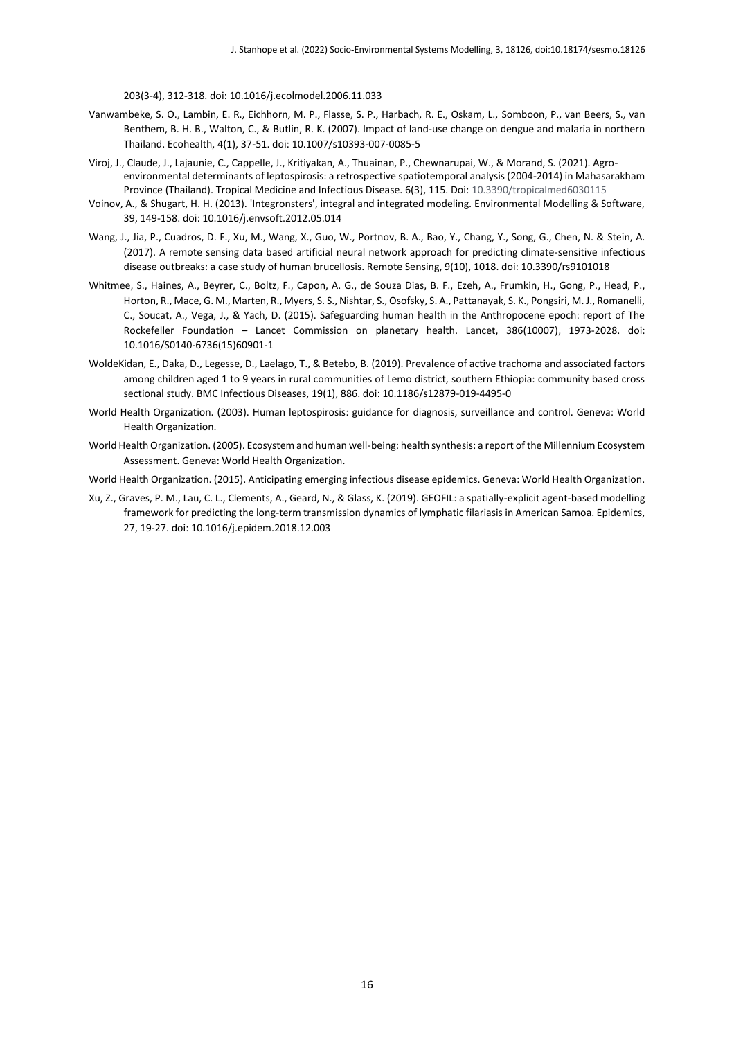203(3-4), 312-318. doi: 10.1016/j.ecolmodel.2006.11.033

Vanwambeke, S. O., Lambin, E. R., Eichhorn, M. P., Flasse, S. P., Harbach, R. E., Oskam, L., Somboon, P., van Beers, S., van Benthem, B. H. B., Walton, C., & Butlin, R. K. (2007). Impact of land-use change on dengue and malaria in northern Thailand. Ecohealth, 4(1), 37-51. doi: 10.1007/s10393-007-0085-5

Viroj, J., Claude, J., Lajaunie, C., Cappelle, J., Kritiyakan, A., Thuainan, P., Chewnarupai, W., & Morand, S. (2021). Agro-environmental determinants of leptospirosis: a retrospective spatiotemporal analysis (2004-2014) in Mahasarakham Province (Thailand). Tropical Medicine and Infectious Disease. 6(3), 115. Doi: 10.3390/tropicalmed6030115

Voinov, A., & Shugart, H. H. (2013). 'Integronsters', integral and integrated modeling. Environmental Modelling & Software, 39, 149-158. doi: 10.1016/j.envsoft.2012.05.014

Wang, J., Jia, P., Cuadros, D. F., Xu, M., Wang, X., Guo, W., Portnov, B. A., Bao, Y., Chang, Y., Song, G., Chen, N. & Stein, A. (2017). A remote sensing data based artificial neural network approach for predicting climate-sensitive infectious disease outbreaks: a case study of human brucellosis. Remote Sensing, 9(10), 1018. doi: 10.3390/rs9101018

Whitmee, S., Haines, A., Beyrer, C., Boltz, F., Capon, A. G., de Souza Dias, B. F., Ezeh, A., Frumkin, H., Gong, P., Head, P., Horton, R., Mace, G. M., Marten, R., Myers, S. S., Nishtar, S., Osofsky, S. A., Pattanayak, S. K., Pongsiri, M. J., Romanelli, C., Soucat, A., Vega, J., & Yach, D. (2015). Safeguarding human health in the Anthropocene epoch: report of The Rockefeller Foundation – Lancet Commission on planetary health. Lancet, 386(10007), 1973-2028. doi: 10.1016/S0140-6736(15)60901-1

WoldeKidan, E., Daka, D., Legesse, D., Laelago, T., & Betebo, B. (2019). Prevalence of active trachoma and associated factors among children aged 1 to 9 years in rural communities of Lemo district, southern Ethiopia: community based cross sectional study. BMC Infectious Diseases, 19(1), 886. doi: 10.1186/s12879-019-4495-0

World Health Organization. (2003). Human leptospirosis: guidance for diagnosis, surveillance and control. Geneva: World Health Organization.

World Health Organization. (2005). Ecosystem and human well-being: health synthesis: a report of the Millennium Ecosystem Assessment. Geneva: World Health Organization.

World Health Organization. (2015). Anticipating emerging infectious disease epidemics. Geneva: World Health Organization.

Xu, Z., Graves, P. M., Lau, C. L., Clements, A., Geard, N., & Glass, K. (2019). GEOFIL: a spatially-explicit agent-based modelling framework for predicting the long-term transmission dynamics of lymphatic filariasis in American Samoa. Epidemics, 27, 19-27. doi: 10.1016/j.epidem.2018.12.003